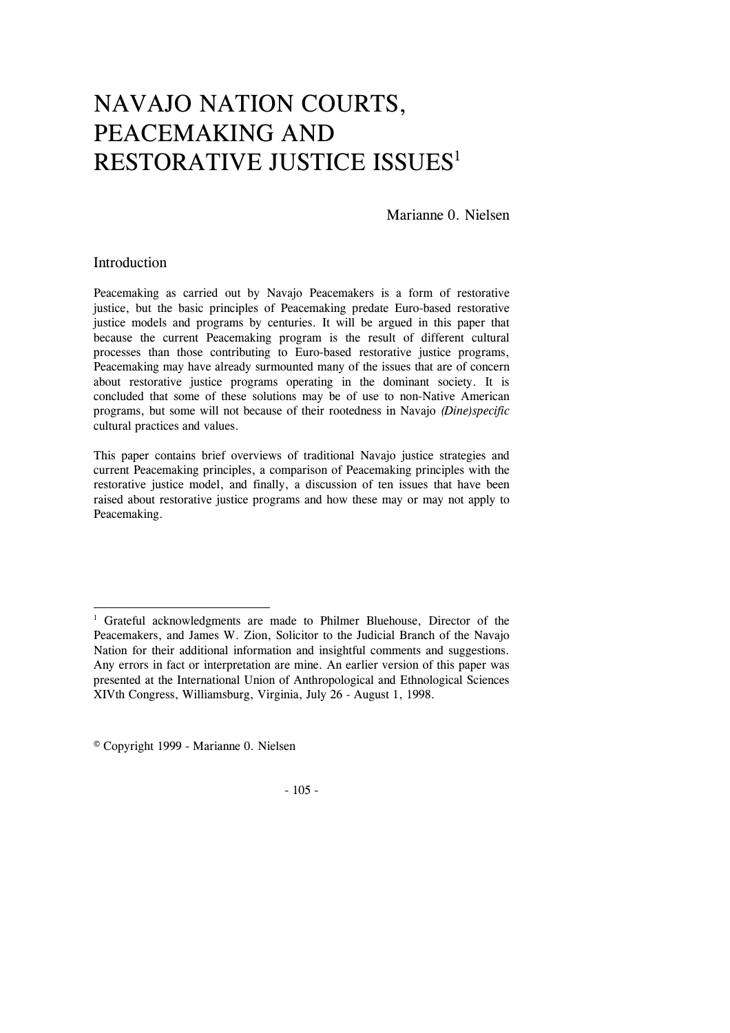# NAVAJO NATION COURTS, PEACEMAKING AND RESTORATIVE JUSTICE ISSUES[1]

Marianne 0. Nielsen

## Introduction

Peacemaking as carried out by Navajo Peacemakers is a form of restorative justice, but the basic principles of Peacemaking predate Euro-based restorative justice models and programs by centuries. It will be argued in this paper that because the current Peacemaking program is the result of different cultural processes than those contributing to Euro-based restorative justice programs, Peacemaking may have already surmounted many of the issues that are of concern about restorative justice programs operating in the dominant society. It is concluded that some of these solutions may be of use to non-Native American programs, but some will not because of their rootedness in Navajo *(Dine)specific* cultural practices and values.

This paper contains brief overviews of traditional Navajo justice strategies and current Peacemaking principles, a comparison of Peacemaking principles with the restorative justice model, and finally, a discussion of ten issues that have been raised about restorative justice programs and how these may or may not apply to Peacemaking.

---

[1] Grateful acknowledgments are made to Philmer Bluehouse, Director of the Peacemakers, and James W. Zion, Solicitor to the Judicial Branch of the Navajo Nation for their additional information and insightful comments and suggestions. Any errors in fact or interpretation are mine. An earlier version of this paper was presented at the International Union of Anthropological and Ethnological Sciences XIVth Congress, Williamsburg, Virginia, July 26 - August 1, 1998.

© Copyright 1999 - Marianne 0. Nielsen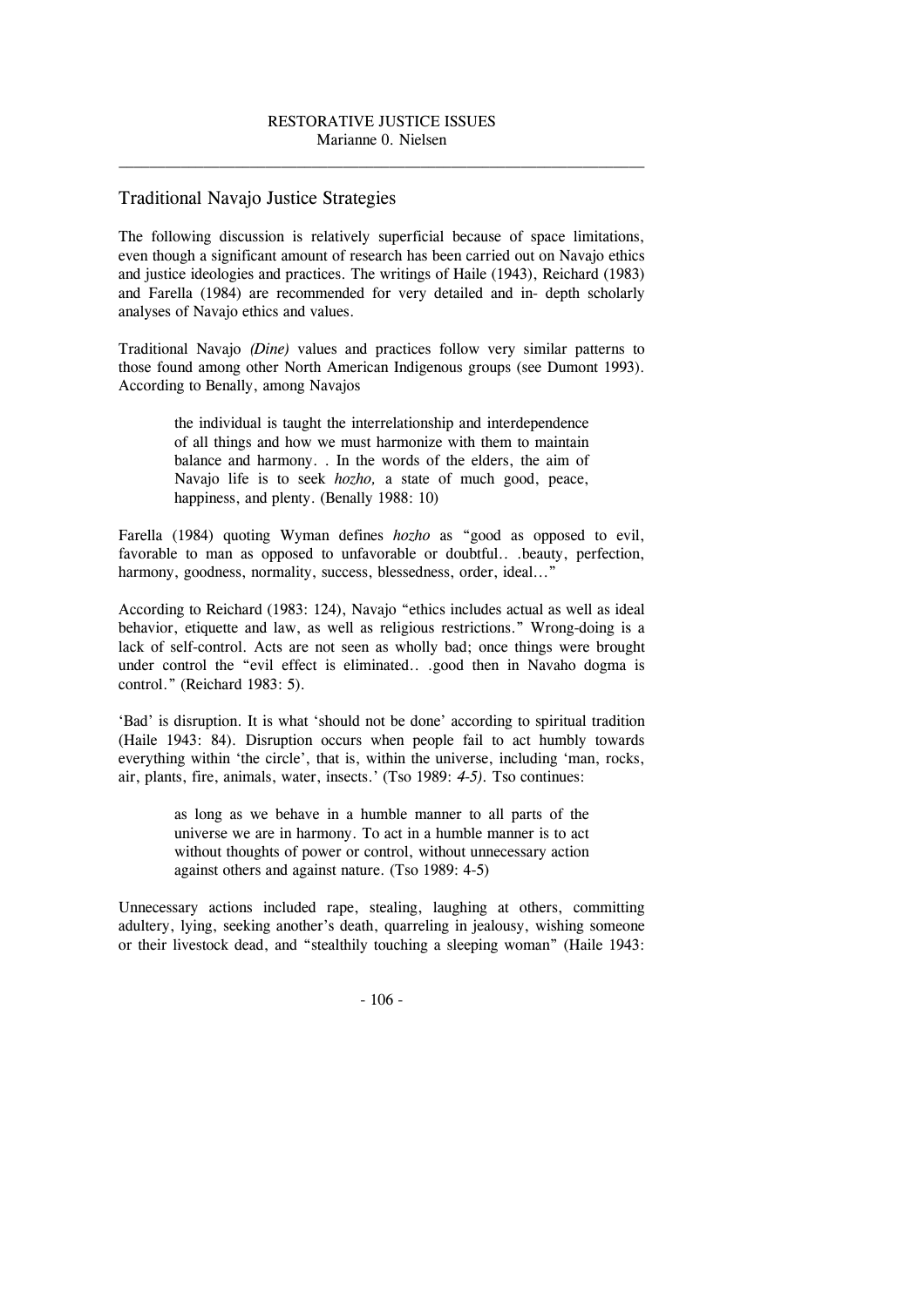## Traditional Navajo Justice Strategies

The following discussion is relatively superficial because of space limitations, even though a significant amount of research has been carried out on Navajo ethics and justice ideologies and practices. The writings of Haile (1943), Reichard (1983) and Farella (1984) are recommended for very detailed and in- depth scholarly analyses of Navajo ethics and values.

Traditional Navajo *(Dine)* values and practices follow very similar patterns to those found among other North American Indigenous groups (see Dumont 1993). According to Benally, among Navajos

> the individual is taught the interrelationship and interdependence of all things and how we must harmonize with them to maintain balance and harmony. . In the words of the elders, the aim of Navajo life is to seek *hozho,* a state of much good, peace, happiness, and plenty. (Benally 1988: 10)

Farella (1984) quoting Wyman defines *hozho* as "good as opposed to evil, favorable to man as opposed to unfavorable or doubtful.. .beauty, perfection, harmony, goodness, normality, success, blessedness, order, ideal..."

According to Reichard (1983: 124), Navajo "ethics includes actual as well as ideal behavior, etiquette and law, as well as religious restrictions." Wrong-doing is a lack of self-control. Acts are not seen as wholly bad; once things were brought under control the "evil effect is eliminated.. .good then in Navaho dogma is control." (Reichard 1983: 5).

'Bad' is disruption. It is what 'should not be done' according to spiritual tradition (Haile 1943: 84). Disruption occurs when people fail to act humbly towards everything within 'the circle', that is, within the universe, including 'man, rocks, air, plants, fire, animals, water, insects.' (Tso 1989: *4-5).* Tso continues:

> as long as we behave in a humble manner to all parts of the universe we are in harmony. To act in a humble manner is to act without thoughts of power or control, without unnecessary action against others and against nature. (Tso 1989: 4-5)

Unnecessary actions included rape, stealing, laughing at others, committing adultery, lying, seeking another's death, quarreling in jealousy, wishing someone or their livestock dead, and "stealthily touching a sleeping woman" (Haile 1943: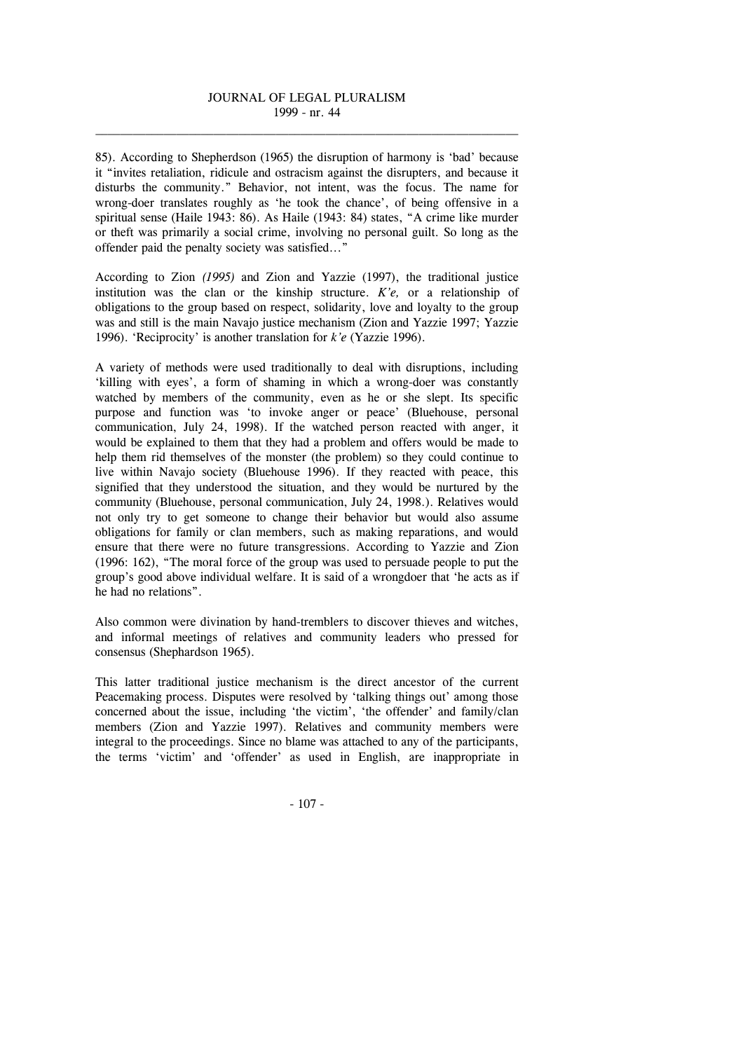85). According to Shepherdson (1965) the disruption of harmony is 'bad' because it "invites retaliation, ridicule and ostracism against the disrupters, and because it disturbs the community." Behavior, not intent, was the focus. The name for wrong-doer translates roughly as 'he took the chance', of being offensive in a spiritual sense (Haile 1943: 86). As Haile (1943: 84) states, "A crime like murder or theft was primarily a social crime, involving no personal guilt. So long as the offender paid the penalty society was satisfied…"

According to Zion *(1995)* and Zion and Yazzie (1997), the traditional justice institution was the clan or the kinship structure. *K'e,* or a relationship of obligations to the group based on respect, solidarity, love and loyalty to the group was and still is the main Navajo justice mechanism (Zion and Yazzie 1997; Yazzie 1996). 'Reciprocity' is another translation for *k'e* (Yazzie 1996).

A variety of methods were used traditionally to deal with disruptions, including 'killing with eyes', a form of shaming in which a wrong-doer was constantly watched by members of the community, even as he or she slept. Its specific purpose and function was 'to invoke anger or peace' (Bluehouse, personal communication, July 24, 1998). If the watched person reacted with anger, it would be explained to them that they had a problem and offers would be made to help them rid themselves of the monster (the problem) so they could continue to live within Navajo society (Bluehouse 1996). If they reacted with peace, this signified that they understood the situation, and they would be nurtured by the community (Bluehouse, personal communication, July 24, 1998.). Relatives would not only try to get someone to change their behavior but would also assume obligations for family or clan members, such as making reparations, and would ensure that there were no future transgressions. According to Yazzie and Zion (1996: 162), "The moral force of the group was used to persuade people to put the group's good above individual welfare. It is said of a wrongdoer that 'he acts as if he had no relations".

Also common were divination by hand-tremblers to discover thieves and witches, and informal meetings of relatives and community leaders who pressed for consensus (Shephardson 1965).

This latter traditional justice mechanism is the direct ancestor of the current Peacemaking process. Disputes were resolved by 'talking things out' among those concerned about the issue, including 'the victim', 'the offender' and family/clan members (Zion and Yazzie 1997). Relatives and community members were integral to the proceedings. Since no blame was attached to any of the participants, the terms 'victim' and 'offender' as used in English, are inappropriate in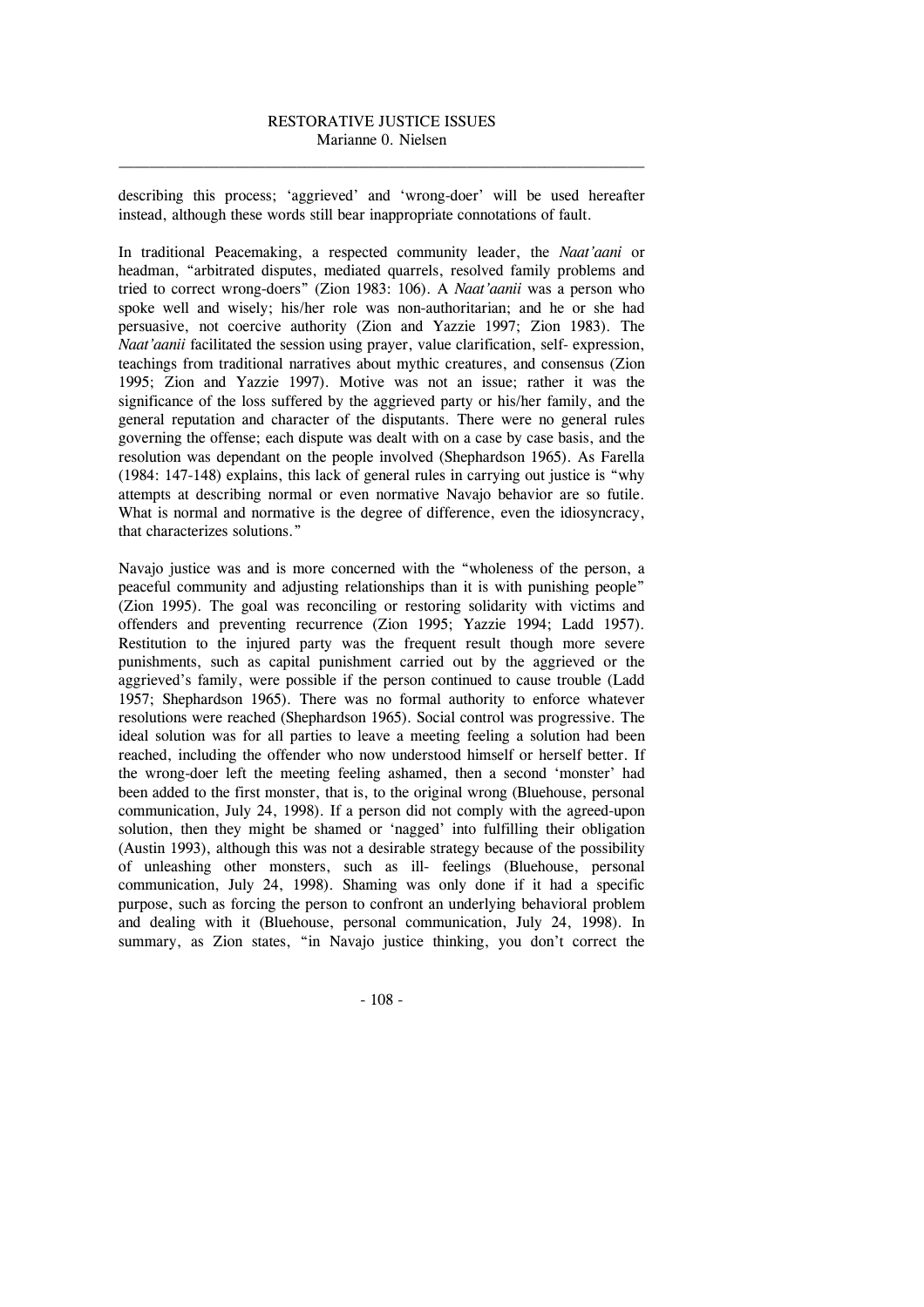describing this process; 'aggrieved' and 'wrong-doer' will be used hereafter instead, although these words still bear inappropriate connotations of fault.

In traditional Peacemaking, a respected community leader, the *Naat'aani* or headman, "arbitrated disputes, mediated quarrels, resolved family problems and tried to correct wrong-doers" (Zion 1983: 106). A *Naat'aanii* was a person who spoke well and wisely; his/her role was non-authoritarian; and he or she had persuasive, not coercive authority (Zion and Yazzie 1997; Zion 1983). The *Naat'aanii* facilitated the session using prayer, value clarification, self- expression, teachings from traditional narratives about mythic creatures, and consensus (Zion 1995; Zion and Yazzie 1997). Motive was not an issue; rather it was the significance of the loss suffered by the aggrieved party or his/her family, and the general reputation and character of the disputants. There were no general rules governing the offense; each dispute was dealt with on a case by case basis, and the resolution was dependant on the people involved (Shephardson 1965). As Farella (1984: 147-148) explains, this lack of general rules in carrying out justice is "why attempts at describing normal or even normative Navajo behavior are so futile. What is normal and normative is the degree of difference, even the idiosyncracy, that characterizes solutions."

Navajo justice was and is more concerned with the "wholeness of the person, a peaceful community and adjusting relationships than it is with punishing people" (Zion 1995). The goal was reconciling or restoring solidarity with victims and offenders and preventing recurrence (Zion 1995; Yazzie 1994; Ladd 1957). Restitution to the injured party was the frequent result though more severe punishments, such as capital punishment carried out by the aggrieved or the aggrieved's family, were possible if the person continued to cause trouble (Ladd 1957; Shephardson 1965). There was no formal authority to enforce whatever resolutions were reached (Shephardson 1965). Social control was progressive. The ideal solution was for all parties to leave a meeting feeling a solution had been reached, including the offender who now understood himself or herself better. If the wrong-doer left the meeting feeling ashamed, then a second 'monster' had been added to the first monster, that is, to the original wrong (Bluehouse, personal communication, July 24, 1998). If a person did not comply with the agreed-upon solution, then they might be shamed or 'nagged' into fulfilling their obligation (Austin 1993), although this was not a desirable strategy because of the possibility of unleashing other monsters, such as ill- feelings (Bluehouse, personal communication, July 24, 1998). Shaming was only done if it had a specific purpose, such as forcing the person to confront an underlying behavioral problem and dealing with it (Bluehouse, personal communication, July 24, 1998). In summary, as Zion states, "in Navajo justice thinking, you don't correct the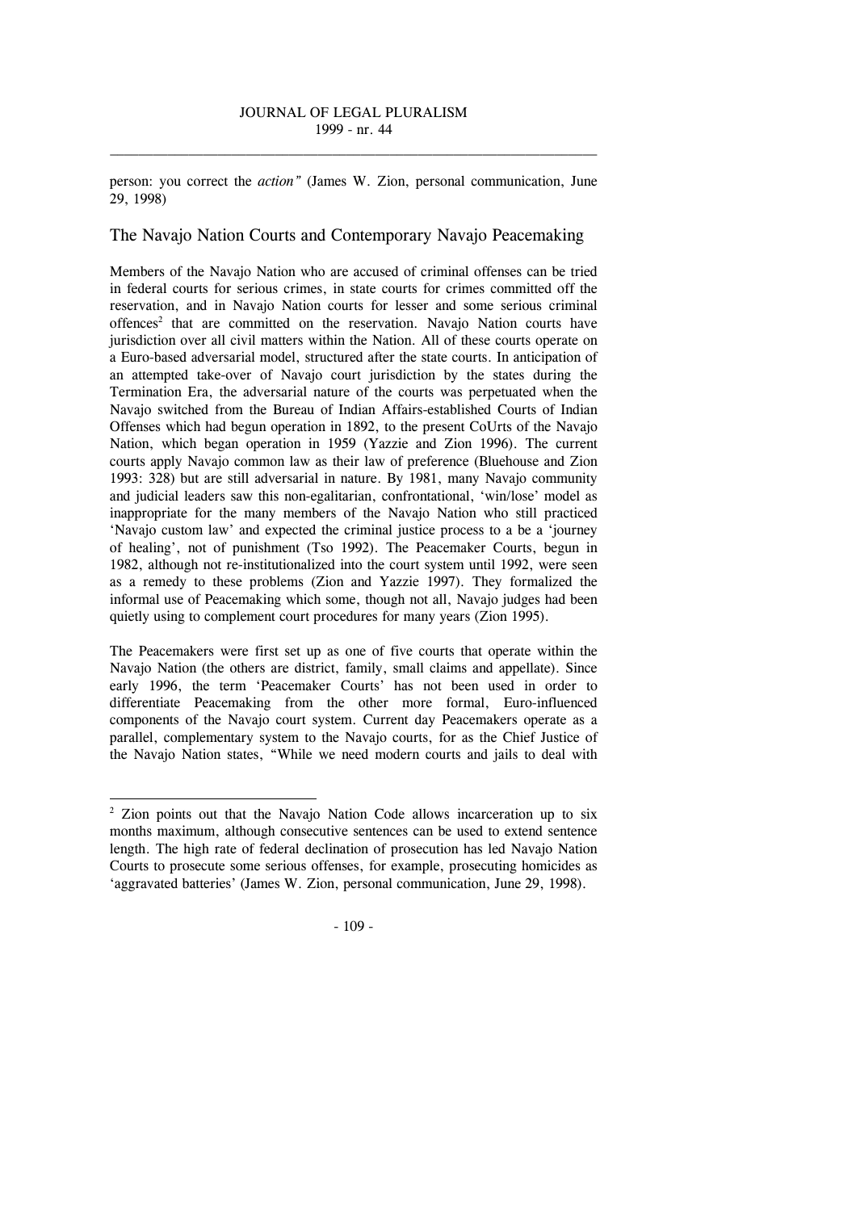person: you correct the *action*" (James W. Zion, personal communication, June 29, 1998)

## The Navajo Nation Courts and Contemporary Navajo Peacemaking

Members of the Navajo Nation who are accused of criminal offenses can be tried in federal courts for serious crimes, in state courts for crimes committed off the reservation, and in Navajo Nation courts for lesser and some serious criminal offences[2] that are committed on the reservation. Navajo Nation courts have jurisdiction over all civil matters within the Nation. All of these courts operate on a Euro-based adversarial model, structured after the state courts. In anticipation of an attempted take-over of Navajo court jurisdiction by the states during the Termination Era, the adversarial nature of the courts was perpetuated when the Navajo switched from the Bureau of Indian Affairs-established Courts of Indian Offenses which had begun operation in 1892, to the present CoUrts of the Navajo Nation, which began operation in 1959 (Yazzie and Zion 1996). The current courts apply Navajo common law as their law of preference (Bluehouse and Zion 1993: 328) but are still adversarial in nature. By 1981, many Navajo community and judicial leaders saw this non-egalitarian, confrontational, 'win/lose' model as inappropriate for the many members of the Navajo Nation who still practiced 'Navajo custom law' and expected the criminal justice process to a be a 'journey of healing', not of punishment (Tso 1992). The Peacemaker Courts, begun in 1982, although not re-institutionalized into the court system until 1992, were seen as a remedy to these problems (Zion and Yazzie 1997). They formalized the informal use of Peacemaking which some, though not all, Navajo judges had been quietly using to complement court procedures for many years (Zion 1995).

The Peacemakers were first set up as one of five courts that operate within the Navajo Nation (the others are district, family, small claims and appellate). Since early 1996, the term 'Peacemaker Courts' has not been used in order to differentiate Peacemaking from the other more formal, Euro-influenced components of the Navajo court system. Current day Peacemakers operate as a parallel, complementary system to the Navajo courts, for as the Chief Justice of the Navajo Nation states, "While we need modern courts and jails to deal with

---

[2] Zion points out that the Navajo Nation Code allows incarceration up to six months maximum, although consecutive sentences can be used to extend sentence length. The high rate of federal declination of prosecution has led Navajo Nation Courts to prosecute some serious offenses, for example, prosecuting homicides as 'aggravated batteries' (James W. Zion, personal communication, June 29, 1998).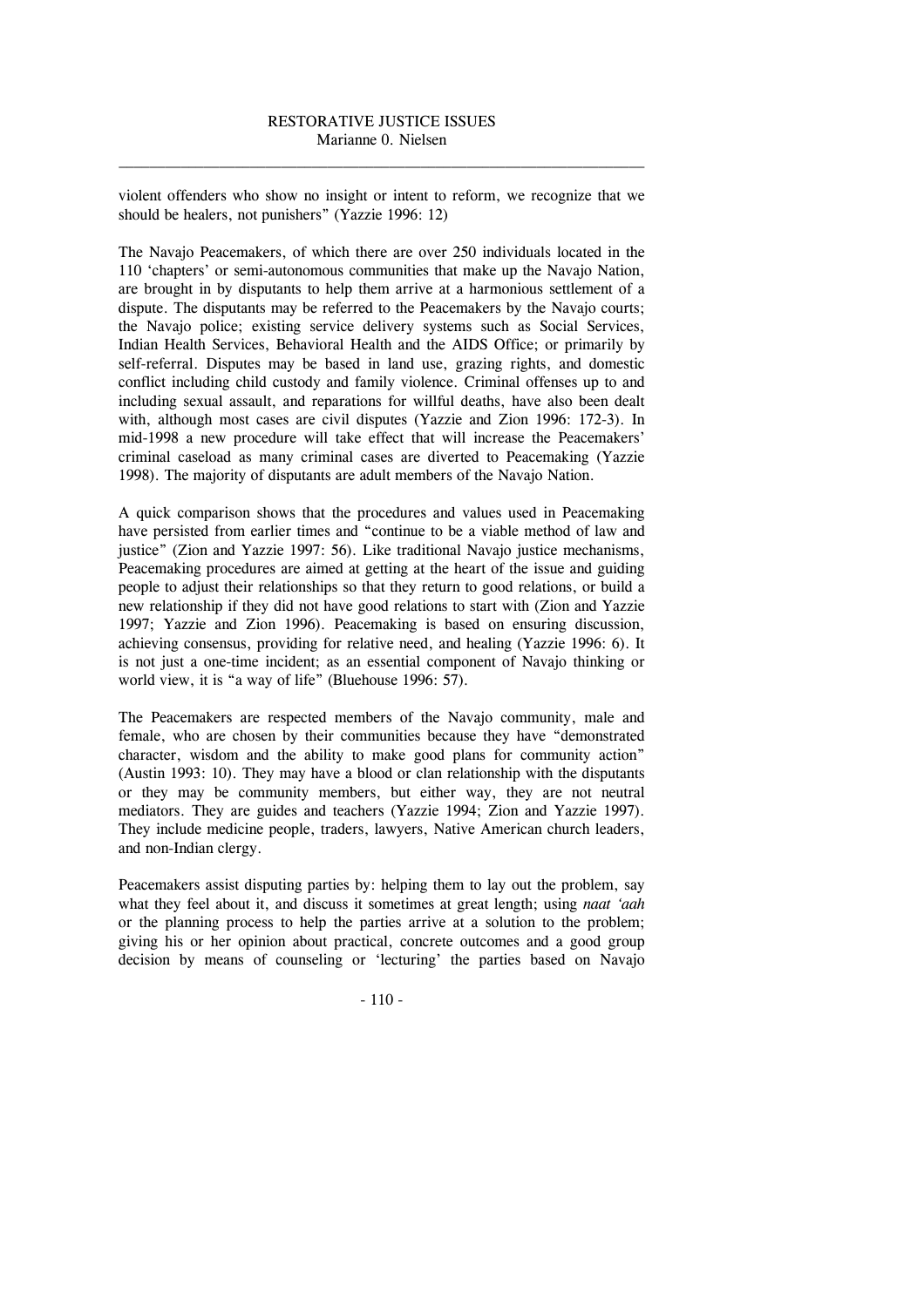violent offenders who show no insight or intent to reform, we recognize that we should be healers, not punishers" (Yazzie 1996: 12)

The Navajo Peacemakers, of which there are over 250 individuals located in the 110 'chapters' or semi-autonomous communities that make up the Navajo Nation, are brought in by disputants to help them arrive at a harmonious settlement of a dispute. The disputants may be referred to the Peacemakers by the Navajo courts; the Navajo police; existing service delivery systems such as Social Services, Indian Health Services, Behavioral Health and the AIDS Office; or primarily by self-referral. Disputes may be based in land use, grazing rights, and domestic conflict including child custody and family violence. Criminal offenses up to and including sexual assault, and reparations for willful deaths, have also been dealt with, although most cases are civil disputes (Yazzie and Zion 1996: 172-3). In mid-1998 a new procedure will take effect that will increase the Peacemakers' criminal caseload as many criminal cases are diverted to Peacemaking (Yazzie 1998). The majority of disputants are adult members of the Navajo Nation.

A quick comparison shows that the procedures and values used in Peacemaking have persisted from earlier times and "continue to be a viable method of law and justice" (Zion and Yazzie 1997: 56). Like traditional Navajo justice mechanisms, Peacemaking procedures are aimed at getting at the heart of the issue and guiding people to adjust their relationships so that they return to good relations, or build a new relationship if they did not have good relations to start with (Zion and Yazzie 1997; Yazzie and Zion 1996). Peacemaking is based on ensuring discussion, achieving consensus, providing for relative need, and healing (Yazzie 1996: 6). It is not just a one-time incident; as an essential component of Navajo thinking or world view, it is "a way of life" (Bluehouse 1996: 57).

The Peacemakers are respected members of the Navajo community, male and female, who are chosen by their communities because they have "demonstrated character, wisdom and the ability to make good plans for community action" (Austin 1993: 10). They may have a blood or clan relationship with the disputants or they may be community members, but either way, they are not neutral mediators. They are guides and teachers (Yazzie 1994; Zion and Yazzie 1997). They include medicine people, traders, lawyers, Native American church leaders, and non-Indian clergy.

Peacemakers assist disputing parties by: helping them to lay out the problem, say what they feel about it, and discuss it sometimes at great length; using *naat 'aah* or the planning process to help the parties arrive at a solution to the problem; giving his or her opinion about practical, concrete outcomes and a good group decision by means of counseling or 'lecturing' the parties based on Navajo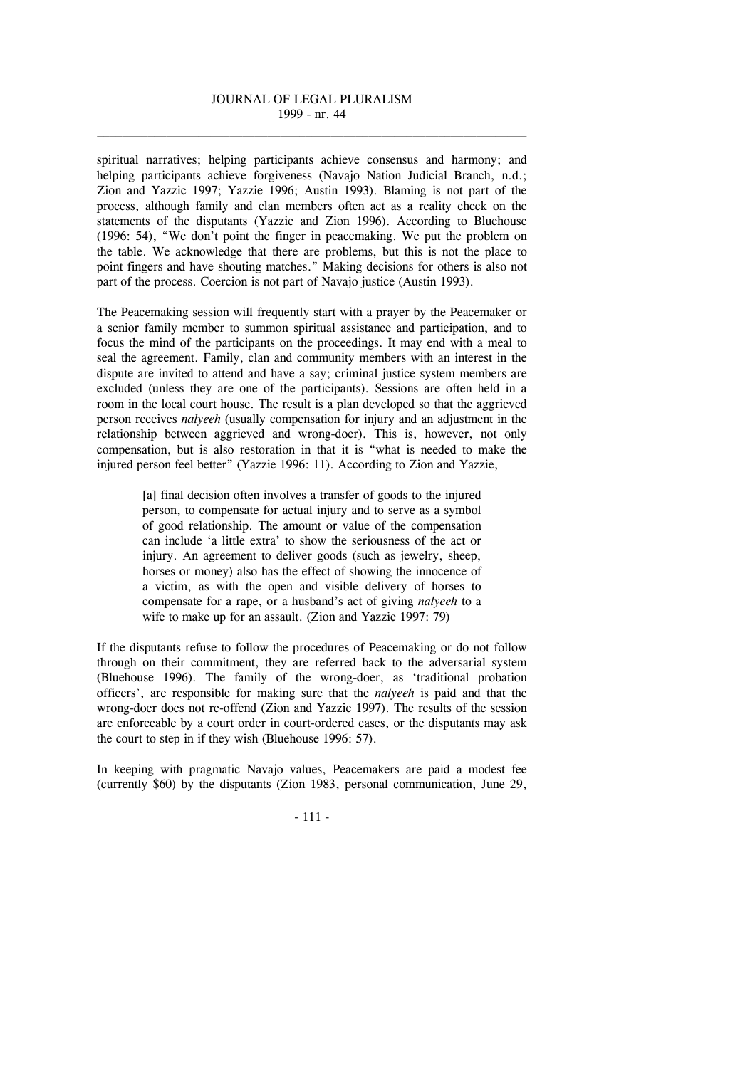spiritual narratives; helping participants achieve consensus and harmony; and helping participants achieve forgiveness (Navajo Nation Judicial Branch, n.d.; Zion and Yazzic 1997; Yazzie 1996; Austin 1993). Blaming is not part of the process, although family and clan members often act as a reality check on the statements of the disputants (Yazzie and Zion 1996). According to Bluehouse (1996: 54), "We don't point the finger in peacemaking. We put the problem on the table. We acknowledge that there are problems, but this is not the place to point fingers and have shouting matches." Making decisions for others is also not part of the process. Coercion is not part of Navajo justice (Austin 1993).

The Peacemaking session will frequently start with a prayer by the Peacemaker or a senior family member to summon spiritual assistance and participation, and to focus the mind of the participants on the proceedings. It may end with a meal to seal the agreement. Family, clan and community members with an interest in the dispute are invited to attend and have a say; criminal justice system members are excluded (unless they are one of the participants). Sessions are often held in a room in the local court house. The result is a plan developed so that the aggrieved person receives *nalyeeh* (usually compensation for injury and an adjustment in the relationship between aggrieved and wrong-doer). This is, however, not only compensation, but is also restoration in that it is "what is needed to make the injured person feel better" (Yazzie 1996: 11). According to Zion and Yazzie,

> [a] final decision often involves a transfer of goods to the injured person, to compensate for actual injury and to serve as a symbol of good relationship. The amount or value of the compensation can include 'a little extra' to show the seriousness of the act or injury. An agreement to deliver goods (such as jewelry, sheep, horses or money) also has the effect of showing the innocence of a victim, as with the open and visible delivery of horses to compensate for a rape, or a husband's act of giving *nalyeeh* to a wife to make up for an assault. (Zion and Yazzie 1997: 79)

If the disputants refuse to follow the procedures of Peacemaking or do not follow through on their commitment, they are referred back to the adversarial system (Bluehouse 1996). The family of the wrong-doer, as 'traditional probation officers', are responsible for making sure that the *nalyeeh* is paid and that the wrong-doer does not re-offend (Zion and Yazzie 1997). The results of the session are enforceable by a court order in court-ordered cases, or the disputants may ask the court to step in if they wish (Bluehouse 1996: 57).

In keeping with pragmatic Navajo values, Peacemakers are paid a modest fee (currently $60) by the disputants (Zion 1983, personal communication, June 29,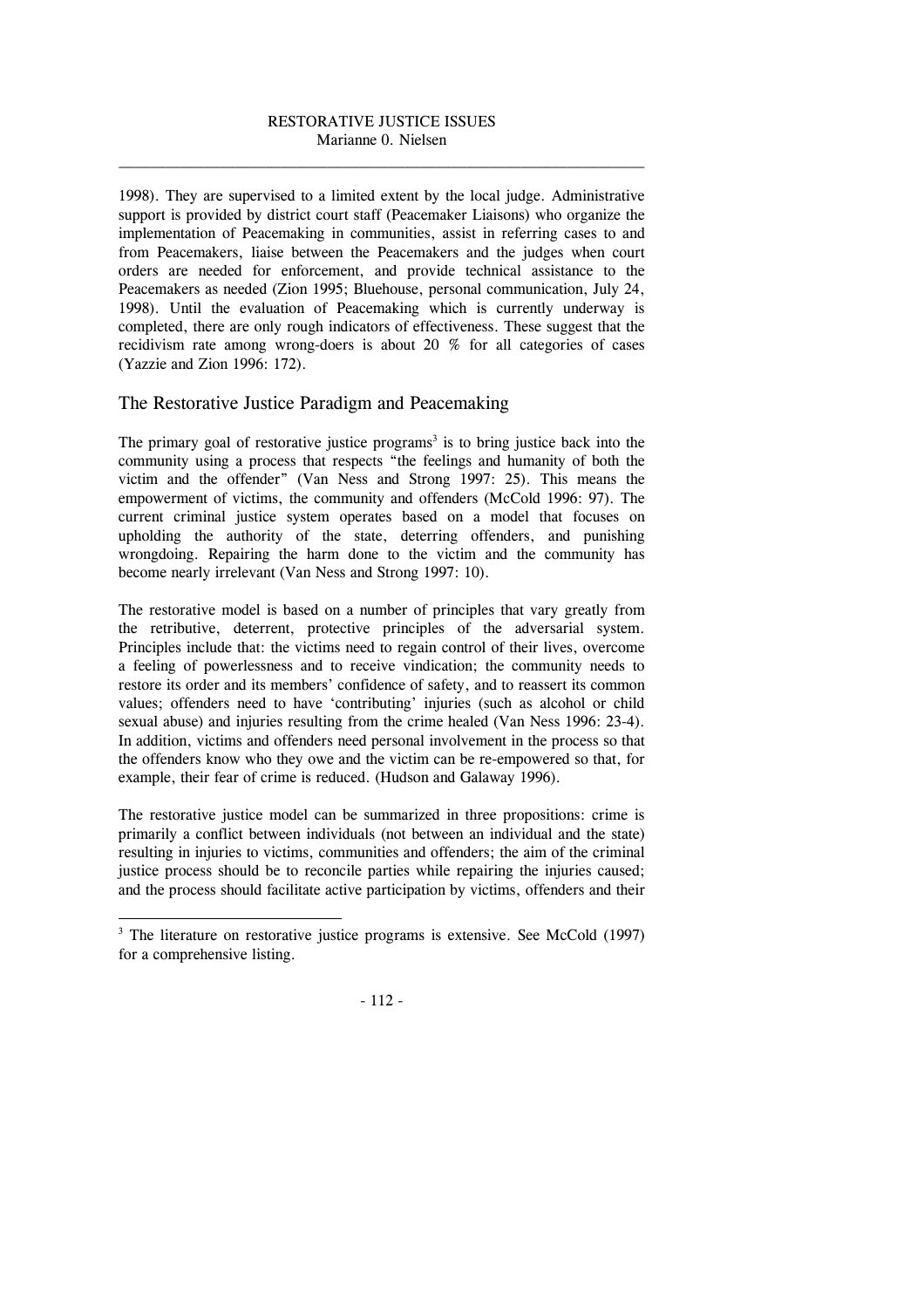1998). They are supervised to a limited extent by the local judge. Administrative support is provided by district court staff (Peacemaker Liaisons) who organize the implementation of Peacemaking in communities, assist in referring cases to and from Peacemakers, liaise between the Peacemakers and the judges when court orders are needed for enforcement, and provide technical assistance to the Peacemakers as needed (Zion 1995; Bluehouse, personal communication, July 24, 1998). Until the evaluation of Peacemaking which is currently underway is completed, there are only rough indicators of effectiveness. These suggest that the recidivism rate among wrong-doers is about 20 % for all categories of cases (Yazzie and Zion 1996: 172).

## The Restorative Justice Paradigm and Peacemaking

The primary goal of restorative justice programs[3] is to bring justice back into the community using a process that respects "the feelings and humanity of both the victim and the offender" (Van Ness and Strong 1997: 25). This means the empowerment of victims, the community and offenders (McCold 1996: 97). The current criminal justice system operates based on a model that focuses on upholding the authority of the state, deterring offenders, and punishing wrongdoing. Repairing the harm done to the victim and the community has become nearly irrelevant (Van Ness and Strong 1997: 10).

The restorative model is based on a number of principles that vary greatly from the retributive, deterrent, protective principles of the adversarial system. Principles include that: the victims need to regain control of their lives, overcome a feeling of powerlessness and to receive vindication; the community needs to restore its order and its members' confidence of safety, and to reassert its common values; offenders need to have 'contributing' injuries (such as alcohol or child sexual abuse) and injuries resulting from the crime healed (Van Ness 1996: 23-4). In addition, victims and offenders need personal involvement in the process so that the offenders know who they owe and the victim can be re-empowered so that, for example, their fear of crime is reduced. (Hudson and Galaway 1996).

The restorative justice model can be summarized in three propositions: crime is primarily a conflict between individuals (not between an individual and the state) resulting in injuries to victims, communities and offenders; the aim of the criminal justice process should be to reconcile parties while repairing the injuries caused; and the process should facilitate active participation by victims, offenders and their

---

[3] The literature on restorative justice programs is extensive. See McCold (1997) for a comprehensive listing.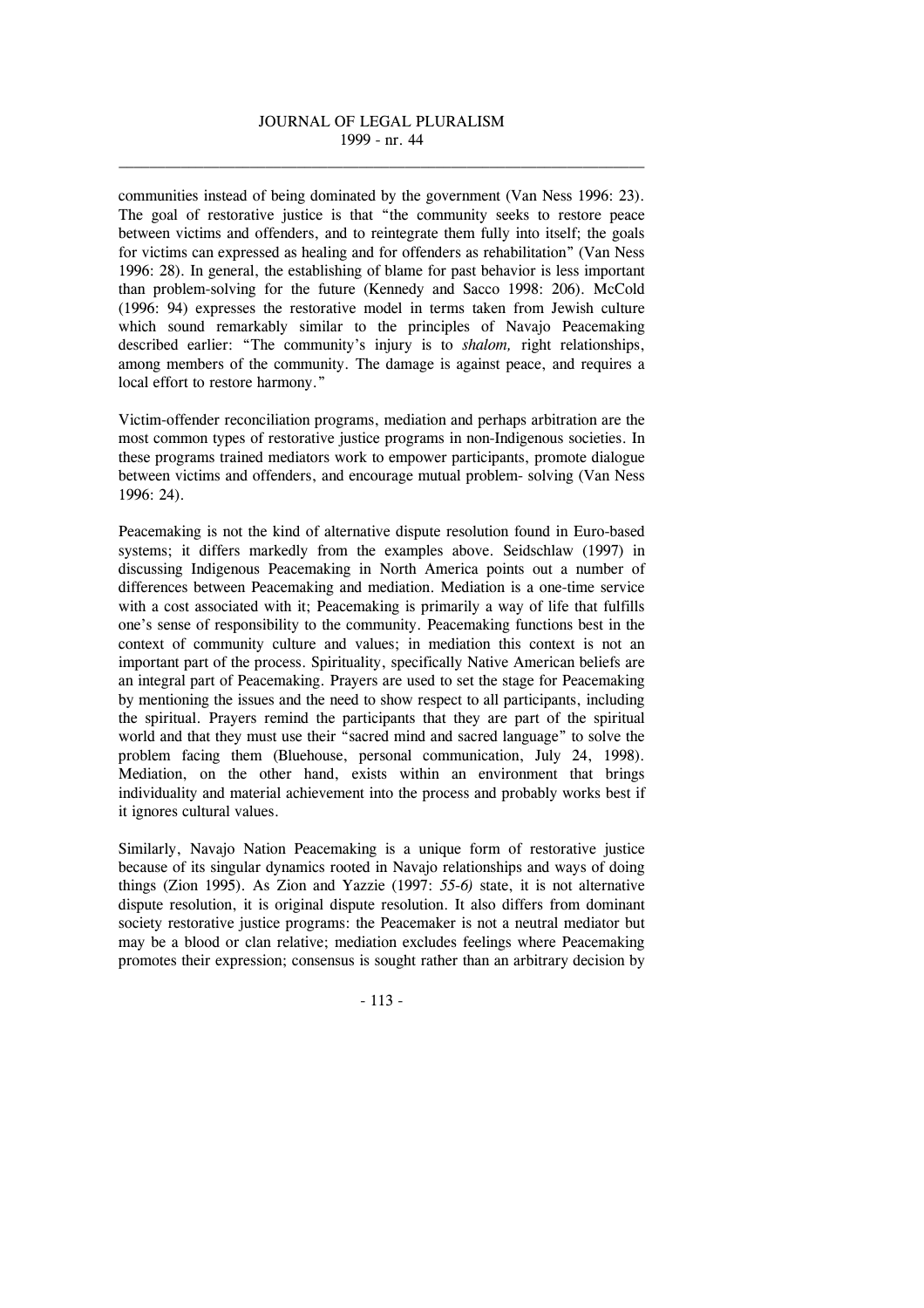communities instead of being dominated by the government (Van Ness 1996: 23). The goal of restorative justice is that "the community seeks to restore peace between victims and offenders, and to reintegrate them fully into itself; the goals for victims can expressed as healing and for offenders as rehabilitation" (Van Ness 1996: 28). In general, the establishing of blame for past behavior is less important than problem-solving for the future (Kennedy and Sacco 1998: 206). McCold (1996: 94) expresses the restorative model in terms taken from Jewish culture which sound remarkably similar to the principles of Navajo Peacemaking described earlier: "The community's injury is to *shalom,* right relationships, among members of the community. The damage is against peace, and requires a local effort to restore harmony."

Victim-offender reconciliation programs, mediation and perhaps arbitration are the most common types of restorative justice programs in non-Indigenous societies. In these programs trained mediators work to empower participants, promote dialogue between victims and offenders, and encourage mutual problem- solving (Van Ness 1996: 24).

Peacemaking is not the kind of alternative dispute resolution found in Euro-based systems; it differs markedly from the examples above. Seidschlaw (1997) in discussing Indigenous Peacemaking in North America points out a number of differences between Peacemaking and mediation. Mediation is a one-time service with a cost associated with it; Peacemaking is primarily a way of life that fulfills one's sense of responsibility to the community. Peacemaking functions best in the context of community culture and values; in mediation this context is not an important part of the process. Spirituality, specifically Native American beliefs are an integral part of Peacemaking. Prayers are used to set the stage for Peacemaking by mentioning the issues and the need to show respect to all participants, including the spiritual. Prayers remind the participants that they are part of the spiritual world and that they must use their "sacred mind and sacred language" to solve the problem facing them (Bluehouse, personal communication, July 24, 1998). Mediation, on the other hand, exists within an environment that brings individuality and material achievement into the process and probably works best if it ignores cultural values.

Similarly, Navajo Nation Peacemaking is a unique form of restorative justice because of its singular dynamics rooted in Navajo relationships and ways of doing things (Zion 1995). As Zion and Yazzie (1997: *55-6)* state, it is not alternative dispute resolution, it is original dispute resolution. It also differs from dominant society restorative justice programs: the Peacemaker is not a neutral mediator but may be a blood or clan relative; mediation excludes feelings where Peacemaking promotes their expression; consensus is sought rather than an arbitrary decision by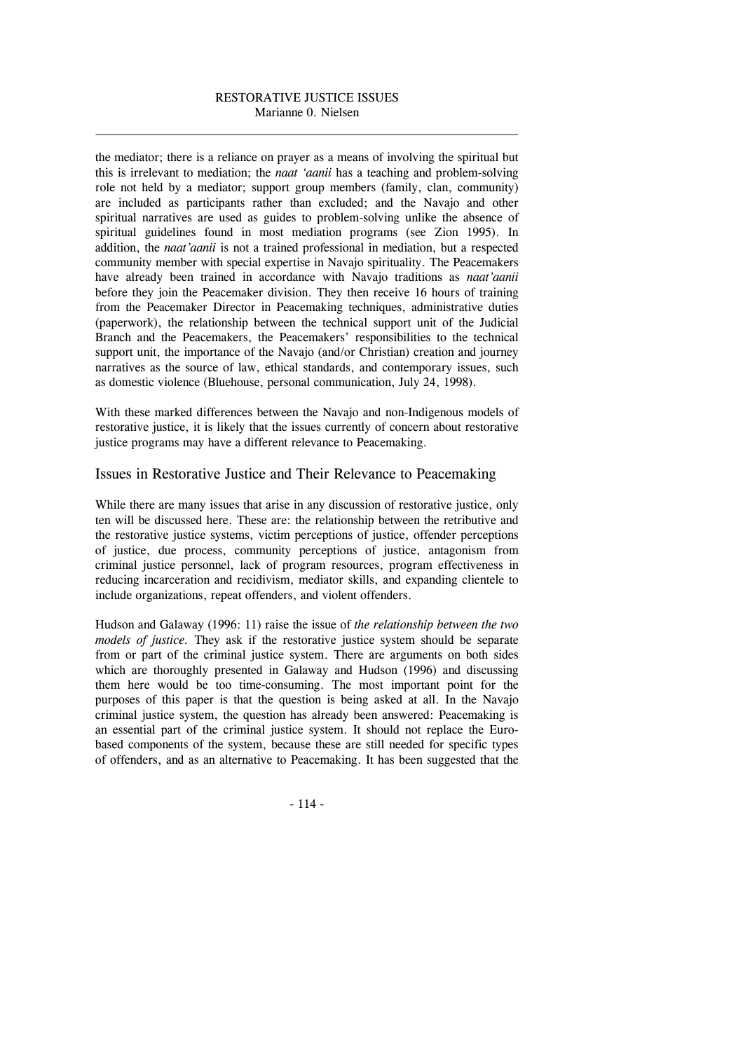the mediator; there is a reliance on prayer as a means of involving the spiritual but this is irrelevant to mediation; the *naat 'aanii* has a teaching and problem-solving role not held by a mediator; support group members (family, clan, community) are included as participants rather than excluded; and the Navajo and other spiritual narratives are used as guides to problem-solving unlike the absence of spiritual guidelines found in most mediation programs (see Zion 1995). In addition, the *naat'aanii* is not a trained professional in mediation, but a respected community member with special expertise in Navajo spirituality. The Peacemakers have already been trained in accordance with Navajo traditions as *naat'aanii* before they join the Peacemaker division. They then receive 16 hours of training from the Peacemaker Director in Peacemaking techniques, administrative duties (paperwork), the relationship between the technical support unit of the Judicial Branch and the Peacemakers, the Peacemakers' responsibilities to the technical support unit, the importance of the Navajo (and/or Christian) creation and journey narratives as the source of law, ethical standards, and contemporary issues, such as domestic violence (Bluehouse, personal communication, July 24, 1998).

With these marked differences between the Navajo and non-Indigenous models of restorative justice, it is likely that the issues currently of concern about restorative justice programs may have a different relevance to Peacemaking.

## Issues in Restorative Justice and Their Relevance to Peacemaking

While there are many issues that arise in any discussion of restorative justice, only ten will be discussed here. These are: the relationship between the retributive and the restorative justice systems, victim perceptions of justice, offender perceptions of justice, due process, community perceptions of justice, antagonism from criminal justice personnel, lack of program resources, program effectiveness in reducing incarceration and recidivism, mediator skills, and expanding clientele to include organizations, repeat offenders, and violent offenders.

Hudson and Galaway (1996: 11) raise the issue of *the relationship between the two models of justice.* They ask if the restorative justice system should be separate from or part of the criminal justice system. There are arguments on both sides which are thoroughly presented in Galaway and Hudson (1996) and discussing them here would be too time-consuming. The most important point for the purposes of this paper is that the question is being asked at all. In the Navajo criminal justice system, the question has already been answered: Peacemaking is an essential part of the criminal justice system. It should not replace the Euro-based components of the system, because these are still needed for specific types of offenders, and as an alternative to Peacemaking. It has been suggested that the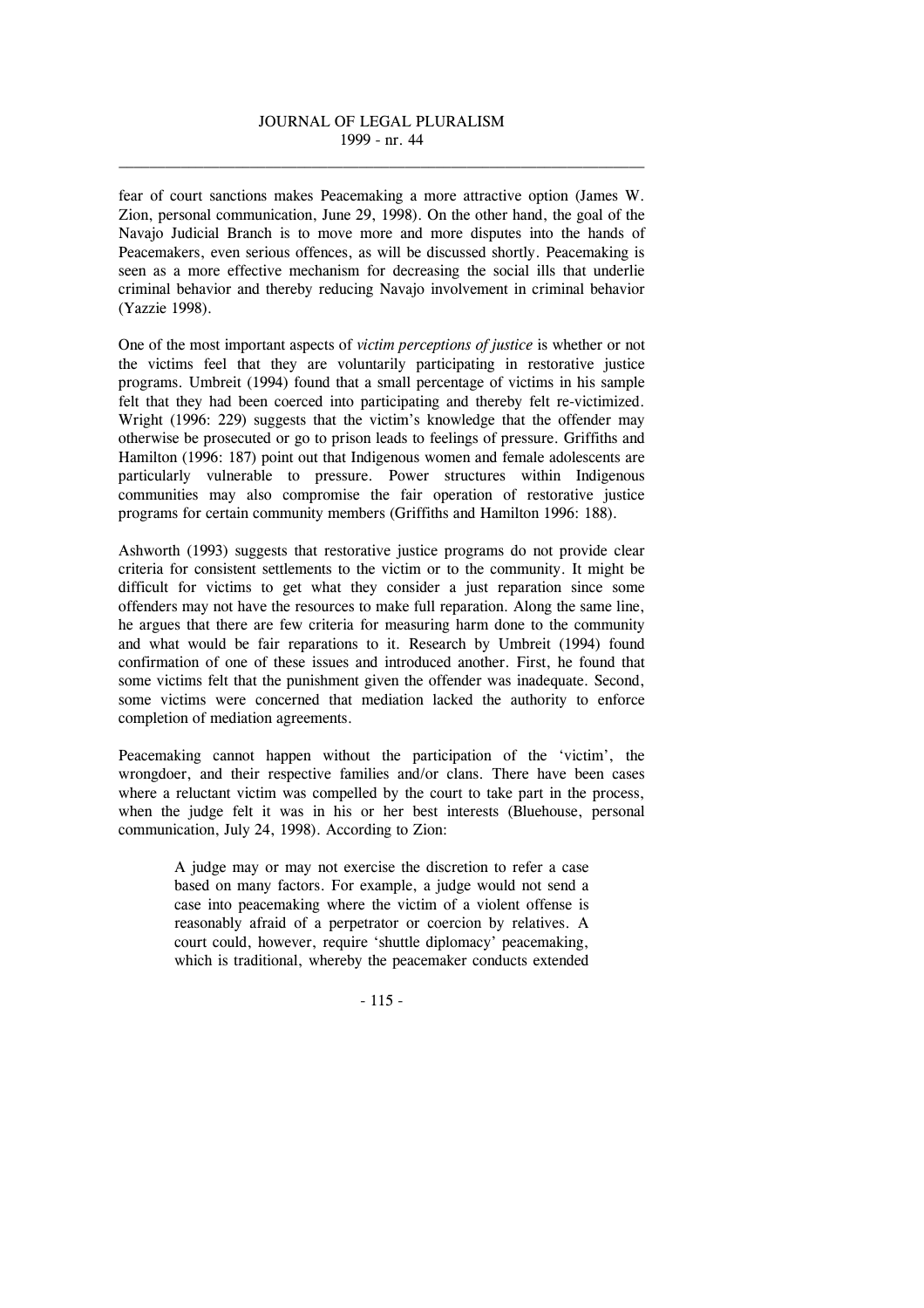fear of court sanctions makes Peacemaking a more attractive option (James W. Zion, personal communication, June 29, 1998). On the other hand, the goal of the Navajo Judicial Branch is to move more and more disputes into the hands of Peacemakers, even serious offences, as will be discussed shortly. Peacemaking is seen as a more effective mechanism for decreasing the social ills that underlie criminal behavior and thereby reducing Navajo involvement in criminal behavior (Yazzie 1998).

One of the most important aspects of *victim perceptions of justice* is whether or not the victims feel that they are voluntarily participating in restorative justice programs. Umbreit (1994) found that a small percentage of victims in his sample felt that they had been coerced into participating and thereby felt re-victimized. Wright (1996: 229) suggests that the victim's knowledge that the offender may otherwise be prosecuted or go to prison leads to feelings of pressure. Griffiths and Hamilton (1996: 187) point out that Indigenous women and female adolescents are particularly vulnerable to pressure. Power structures within Indigenous communities may also compromise the fair operation of restorative justice programs for certain community members (Griffiths and Hamilton 1996: 188).

Ashworth (1993) suggests that restorative justice programs do not provide clear criteria for consistent settlements to the victim or to the community. It might be difficult for victims to get what they consider a just reparation since some offenders may not have the resources to make full reparation. Along the same line, he argues that there are few criteria for measuring harm done to the community and what would be fair reparations to it. Research by Umbreit (1994) found confirmation of one of these issues and introduced another. First, he found that some victims felt that the punishment given the offender was inadequate. Second, some victims were concerned that mediation lacked the authority to enforce completion of mediation agreements.

Peacemaking cannot happen without the participation of the 'victim', the wrongdoer, and their respective families and/or clans. There have been cases where a reluctant victim was compelled by the court to take part in the process, when the judge felt it was in his or her best interests (Bluehouse, personal communication, July 24, 1998). According to Zion:

> A judge may or may not exercise the discretion to refer a case based on many factors. For example, a judge would not send a case into peacemaking where the victim of a violent offense is reasonably afraid of a perpetrator or coercion by relatives. A court could, however, require 'shuttle diplomacy' peacemaking, which is traditional, whereby the peacemaker conducts extended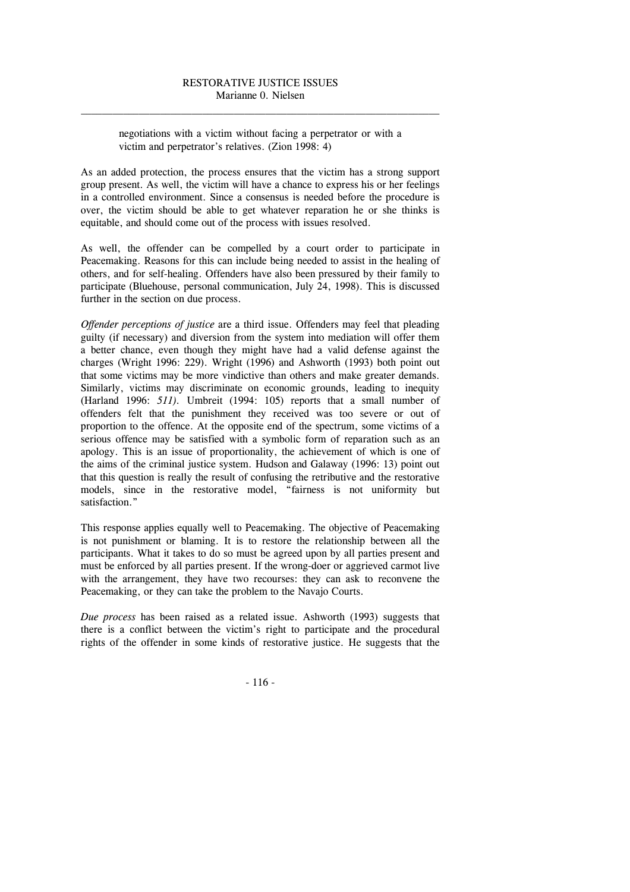> negotiations with a victim without facing a perpetrator or with a victim and perpetrator's relatives. (Zion 1998: 4)

As an added protection, the process ensures that the victim has a strong support group present. As well, the victim will have a chance to express his or her feelings in a controlled environment. Since a consensus is needed before the procedure is over, the victim should be able to get whatever reparation he or she thinks is equitable, and should come out of the process with issues resolved.

As well, the offender can be compelled by a court order to participate in Peacemaking. Reasons for this can include being needed to assist in the healing of others, and for self-healing. Offenders have also been pressured by their family to participate (Bluehouse, personal communication, July 24, 1998). This is discussed further in the section on due process.

*Offender perceptions of justice* are a third issue. Offenders may feel that pleading guilty (if necessary) and diversion from the system into mediation will offer them a better chance, even though they might have had a valid defense against the charges (Wright 1996: 229). Wright (1996) and Ashworth (1993) both point out that some victims may be more vindictive than others and make greater demands. Similarly, victims may discriminate on economic grounds, leading to inequity (Harland 1996: *511).* Umbreit (1994: 105) reports that a small number of offenders felt that the punishment they received was too severe or out of proportion to the offence. At the opposite end of the spectrum, some victims of a serious offence may be satisfied with a symbolic form of reparation such as an apology. This is an issue of proportionality, the achievement of which is one of the aims of the criminal justice system. Hudson and Galaway (1996: 13) point out that this question is really the result of confusing the retributive and the restorative models, since in the restorative model, "fairness is not uniformity but satisfaction."

This response applies equally well to Peacemaking. The objective of Peacemaking is not punishment or blaming. It is to restore the relationship between all the participants. What it takes to do so must be agreed upon by all parties present and must be enforced by all parties present. If the wrong-doer or aggrieved carmot live with the arrangement, they have two recourses: they can ask to reconvene the Peacemaking, or they can take the problem to the Navajo Courts.

*Due process* has been raised as a related issue. Ashworth (1993) suggests that there is a conflict between the victim's right to participate and the procedural rights of the offender in some kinds of restorative justice. He suggests that the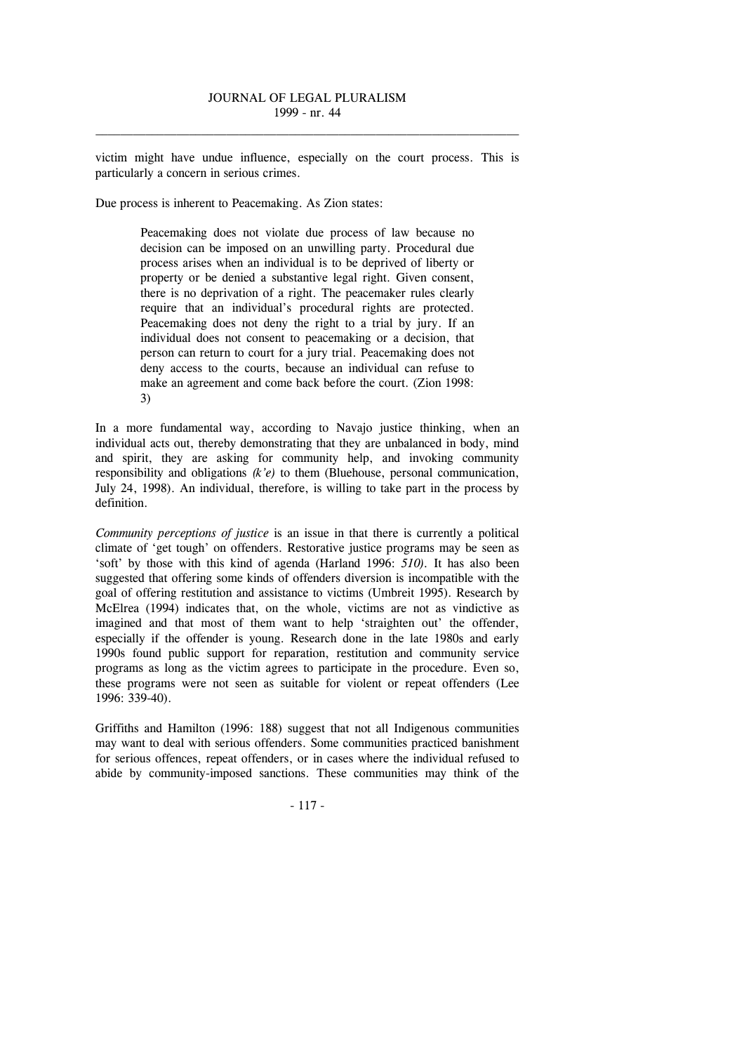victim might have undue influence, especially on the court process. This is particularly a concern in serious crimes.

Due process is inherent to Peacemaking. As Zion states:

> Peacemaking does not violate due process of law because no decision can be imposed on an unwilling party. Procedural due process arises when an individual is to be deprived of liberty or property or be denied a substantive legal right. Given consent, there is no deprivation of a right. The peacemaker rules clearly require that an individual's procedural rights are protected. Peacemaking does not deny the right to a trial by jury. If an individual does not consent to peacemaking or a decision, that person can return to court for a jury trial. Peacemaking does not deny access to the courts, because an individual can refuse to make an agreement and come back before the court. (Zion 1998: 3)

In a more fundamental way, according to Navajo justice thinking, when an individual acts out, thereby demonstrating that they are unbalanced in body, mind and spirit, they are asking for community help, and invoking community responsibility and obligations *(k'e)* to them (Bluehouse, personal communication, July 24, 1998). An individual, therefore, is willing to take part in the process by definition.

*Community perceptions of justice* is an issue in that there is currently a political climate of 'get tough' on offenders. Restorative justice programs may be seen as 'soft' by those with this kind of agenda (Harland 1996: *510)*. It has also been suggested that offering some kinds of offenders diversion is incompatible with the goal of offering restitution and assistance to victims (Umbreit 1995). Research by McElrea (1994) indicates that, on the whole, victims are not as vindictive as imagined and that most of them want to help 'straighten out' the offender, especially if the offender is young. Research done in the late 1980s and early 1990s found public support for reparation, restitution and community service programs as long as the victim agrees to participate in the procedure. Even so, these programs were not seen as suitable for violent or repeat offenders (Lee 1996: 339-40).

Griffiths and Hamilton (1996: 188) suggest that not all Indigenous communities may want to deal with serious offenders. Some communities practiced banishment for serious offences, repeat offenders, or in cases where the individual refused to abide by community-imposed sanctions. These communities may think of the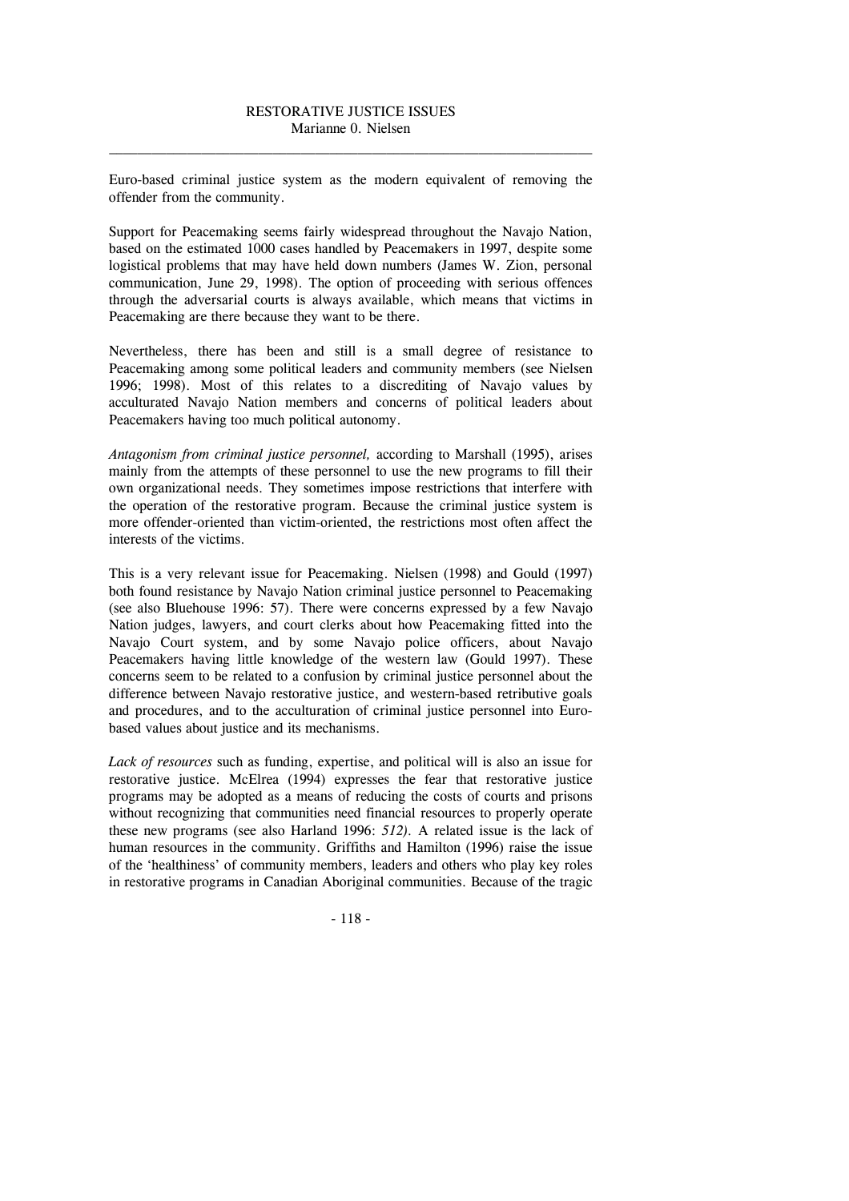Euro-based criminal justice system as the modern equivalent of removing the offender from the community.

Support for Peacemaking seems fairly widespread throughout the Navajo Nation, based on the estimated 1000 cases handled by Peacemakers in 1997, despite some logistical problems that may have held down numbers (James W. Zion, personal communication, June 29, 1998). The option of proceeding with serious offences through the adversarial courts is always available, which means that victims in Peacemaking are there because they want to be there.

Nevertheless, there has been and still is a small degree of resistance to Peacemaking among some political leaders and community members (see Nielsen 1996; 1998). Most of this relates to a discrediting of Navajo values by acculturated Navajo Nation members and concerns of political leaders about Peacemakers having too much political autonomy.

*Antagonism from criminal justice personnel,* according to Marshall (1995), arises mainly from the attempts of these personnel to use the new programs to fill their own organizational needs. They sometimes impose restrictions that interfere with the operation of the restorative program. Because the criminal justice system is more offender-oriented than victim-oriented, the restrictions most often affect the interests of the victims.

This is a very relevant issue for Peacemaking. Nielsen (1998) and Gould (1997) both found resistance by Navajo Nation criminal justice personnel to Peacemaking (see also Bluehouse 1996: 57). There were concerns expressed by a few Navajo Nation judges, lawyers, and court clerks about how Peacemaking fitted into the Navajo Court system, and by some Navajo police officers, about Navajo Peacemakers having little knowledge of the western law (Gould 1997). These concerns seem to be related to a confusion by criminal justice personnel about the difference between Navajo restorative justice, and western-based retributive goals and procedures, and to the acculturation of criminal justice personnel into Euro-based values about justice and its mechanisms.

*Lack of resources* such as funding, expertise, and political will is also an issue for restorative justice. McElrea (1994) expresses the fear that restorative justice programs may be adopted as a means of reducing the costs of courts and prisons without recognizing that communities need financial resources to properly operate these new programs (see also Harland 1996: *512).* A related issue is the lack of human resources in the community. Griffiths and Hamilton (1996) raise the issue of the 'healthiness' of community members, leaders and others who play key roles in restorative programs in Canadian Aboriginal communities. Because of the tragic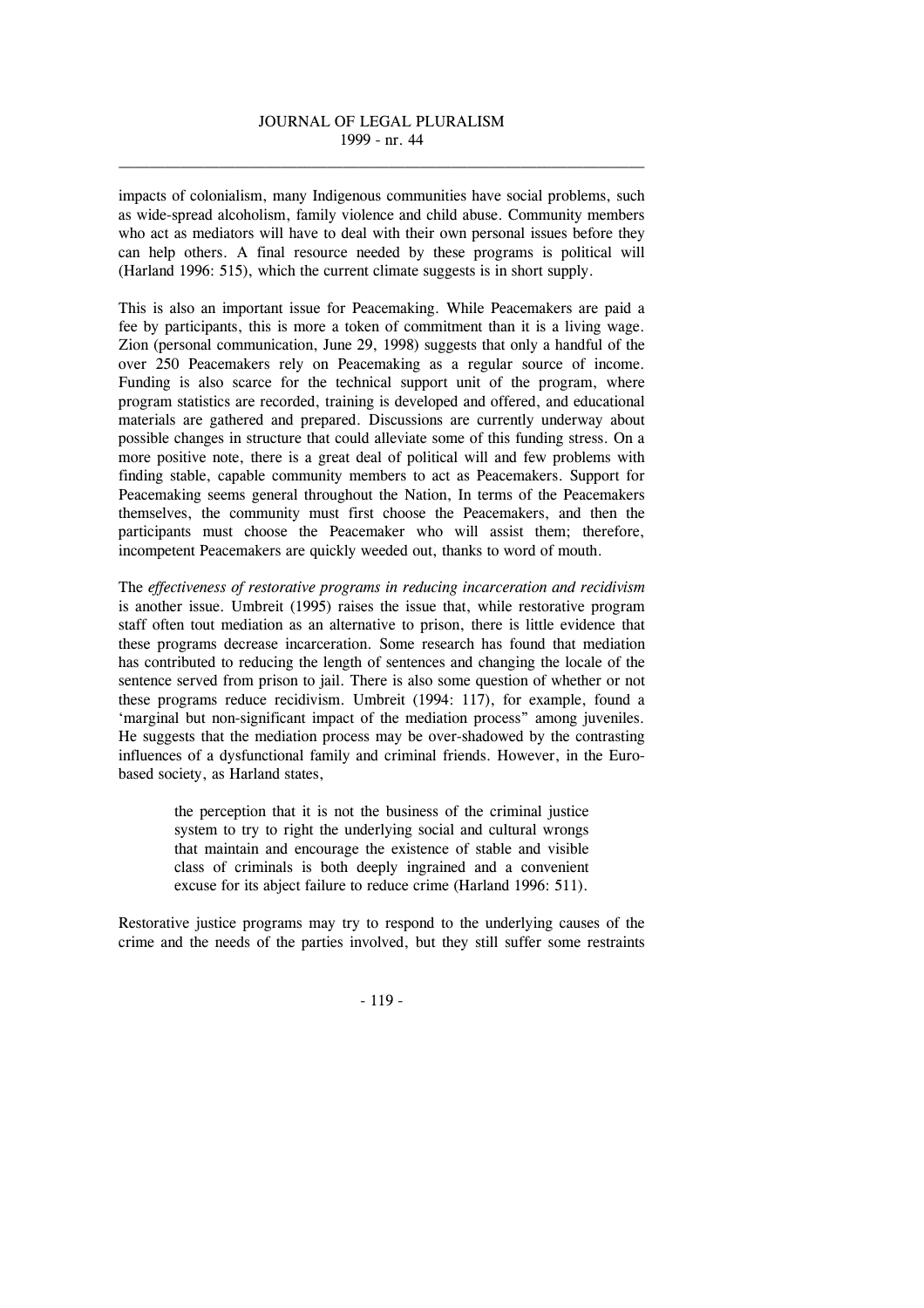impacts of colonialism, many Indigenous communities have social problems, such as wide-spread alcoholism, family violence and child abuse. Community members who act as mediators will have to deal with their own personal issues before they can help others. A final resource needed by these programs is political will (Harland 1996: 515), which the current climate suggests is in short supply.

This is also an important issue for Peacemaking. While Peacemakers are paid a fee by participants, this is more a token of commitment than it is a living wage. Zion (personal communication, June 29, 1998) suggests that only a handful of the over 250 Peacemakers rely on Peacemaking as a regular source of income. Funding is also scarce for the technical support unit of the program, where program statistics are recorded, training is developed and offered, and educational materials are gathered and prepared. Discussions are currently underway about possible changes in structure that could alleviate some of this funding stress. On a more positive note, there is a great deal of political will and few problems with finding stable, capable community members to act as Peacemakers. Support for Peacemaking seems general throughout the Nation, In terms of the Peacemakers themselves, the community must first choose the Peacemakers, and then the participants must choose the Peacemaker who will assist them; therefore, incompetent Peacemakers are quickly weeded out, thanks to word of mouth.

The *effectiveness of restorative programs in reducing incarceration and recidivism* is another issue. Umbreit (1995) raises the issue that, while restorative program staff often tout mediation as an alternative to prison, there is little evidence that these programs decrease incarceration. Some research has found that mediation has contributed to reducing the length of sentences and changing the locale of the sentence served from prison to jail. There is also some question of whether or not these programs reduce recidivism. Umbreit (1994: 117), for example, found a 'marginal but non-significant impact of the mediation process" among juveniles. He suggests that the mediation process may be over-shadowed by the contrasting influences of a dysfunctional family and criminal friends. However, in the Euro-based society, as Harland states,

> the perception that it is not the business of the criminal justice system to try to right the underlying social and cultural wrongs that maintain and encourage the existence of stable and visible class of criminals is both deeply ingrained and a convenient excuse for its abject failure to reduce crime (Harland 1996: 511).

Restorative justice programs may try to respond to the underlying causes of the crime and the needs of the parties involved, but they still suffer some restraints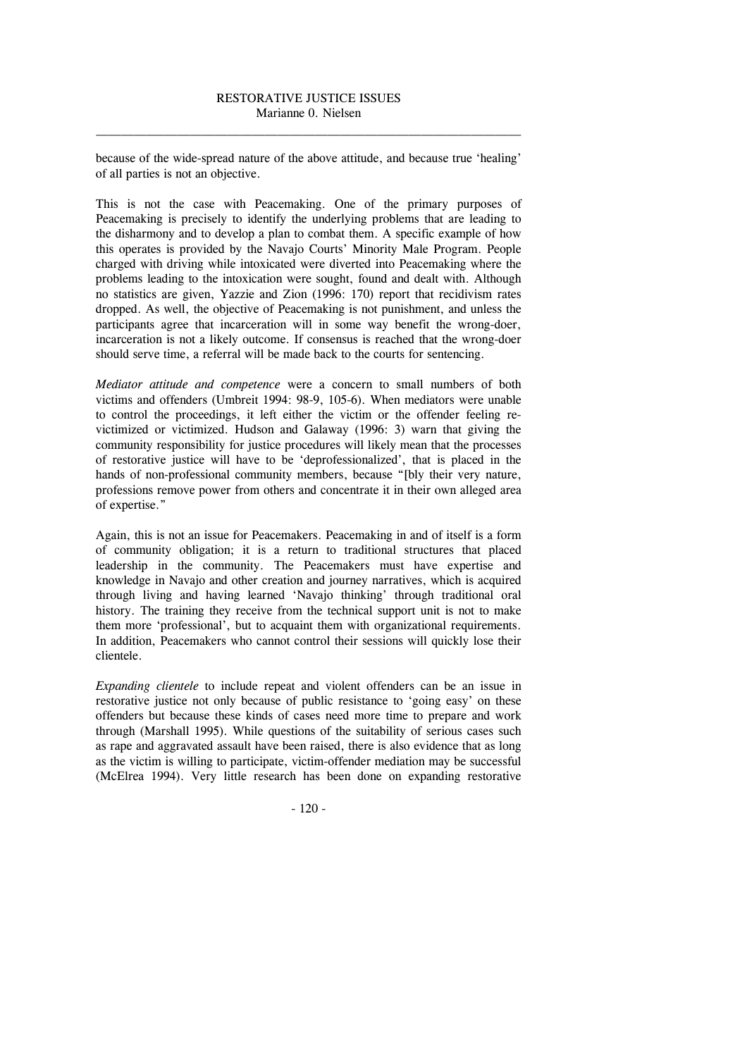because of the wide-spread nature of the above attitude, and because true 'healing' of all parties is not an objective.

This is not the case with Peacemaking. One of the primary purposes of Peacemaking is precisely to identify the underlying problems that are leading to the disharmony and to develop a plan to combat them. A specific example of how this operates is provided by the Navajo Courts' Minority Male Program. People charged with driving while intoxicated were diverted into Peacemaking where the problems leading to the intoxication were sought, found and dealt with. Although no statistics are given, Yazzie and Zion (1996: 170) report that recidivism rates dropped. As well, the objective of Peacemaking is not punishment, and unless the participants agree that incarceration will in some way benefit the wrong-doer, incarceration is not a likely outcome. If consensus is reached that the wrong-doer should serve time, a referral will be made back to the courts for sentencing.

*Mediator attitude and competence* were a concern to small numbers of both victims and offenders (Umbreit 1994: 98-9, 105-6). When mediators were unable to control the proceedings, it left either the victim or the offender feeling re-victimized or victimized. Hudson and Galaway (1996: 3) warn that giving the community responsibility for justice procedures will likely mean that the processes of restorative justice will have to be 'deprofessionalized', that is placed in the hands of non-professional community members, because "[bly their very nature, professions remove power from others and concentrate it in their own alleged area of expertise."

Again, this is not an issue for Peacemakers. Peacemaking in and of itself is a form of community obligation; it is a return to traditional structures that placed leadership in the community. The Peacemakers must have expertise and knowledge in Navajo and other creation and journey narratives, which is acquired through living and having learned 'Navajo thinking' through traditional oral history. The training they receive from the technical support unit is not to make them more 'professional', but to acquaint them with organizational requirements. In addition, Peacemakers who cannot control their sessions will quickly lose their clientele.

*Expanding clientele* to include repeat and violent offenders can be an issue in restorative justice not only because of public resistance to 'going easy' on these offenders but because these kinds of cases need more time to prepare and work through (Marshall 1995). While questions of the suitability of serious cases such as rape and aggravated assault have been raised, there is also evidence that as long as the victim is willing to participate, victim-offender mediation may be successful (McElrea 1994). Very little research has been done on expanding restorative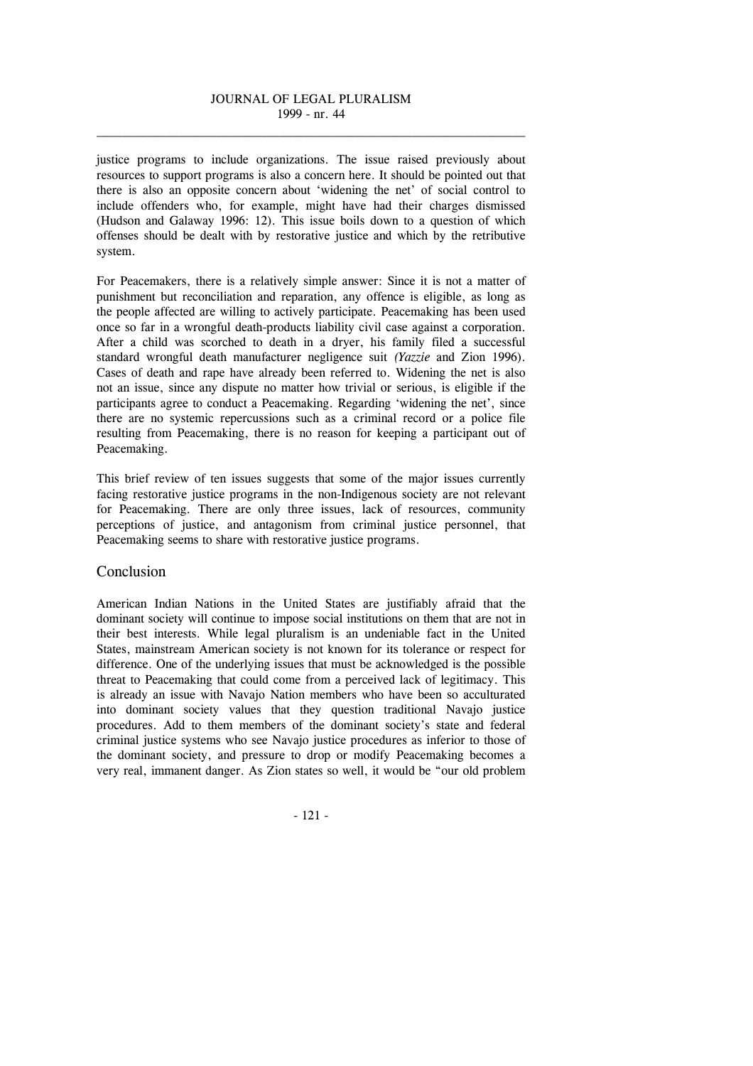justice programs to include organizations. The issue raised previously about resources to support programs is also a concern here. It should be pointed out that there is also an opposite concern about 'widening the net' of social control to include offenders who, for example, might have had their charges dismissed (Hudson and Galaway 1996: 12). This issue boils down to a question of which offenses should be dealt with by restorative justice and which by the retributive system.

For Peacemakers, there is a relatively simple answer: Since it is not a matter of punishment but reconciliation and reparation, any offence is eligible, as long as the people affected are willing to actively participate. Peacemaking has been used once so far in a wrongful death-products liability civil case against a corporation. After a child was scorched to death in a dryer, his family filed a successful standard wrongful death manufacturer negligence suit *(Yazzie* and Zion 1996). Cases of death and rape have already been referred to. Widening the net is also not an issue, since any dispute no matter how trivial or serious, is eligible if the participants agree to conduct a Peacemaking. Regarding 'widening the net', since there are no systemic repercussions such as a criminal record or a police file resulting from Peacemaking, there is no reason for keeping a participant out of Peacemaking.

This brief review of ten issues suggests that some of the major issues currently facing restorative justice programs in the non-Indigenous society are not relevant for Peacemaking. There are only three issues, lack of resources, community perceptions of justice, and antagonism from criminal justice personnel, that Peacemaking seems to share with restorative justice programs.

## Conclusion

American Indian Nations in the United States are justifiably afraid that the dominant society will continue to impose social institutions on them that are not in their best interests. While legal pluralism is an undeniable fact in the United States, mainstream American society is not known for its tolerance or respect for difference. One of the underlying issues that must be acknowledged is the possible threat to Peacemaking that could come from a perceived lack of legitimacy. This is already an issue with Navajo Nation members who have been so acculturated into dominant society values that they question traditional Navajo justice procedures. Add to them members of the dominant society's state and federal criminal justice systems who see Navajo justice procedures as inferior to those of the dominant society, and pressure to drop or modify Peacemaking becomes a very real, immanent danger. As Zion states so well, it would be "our old problem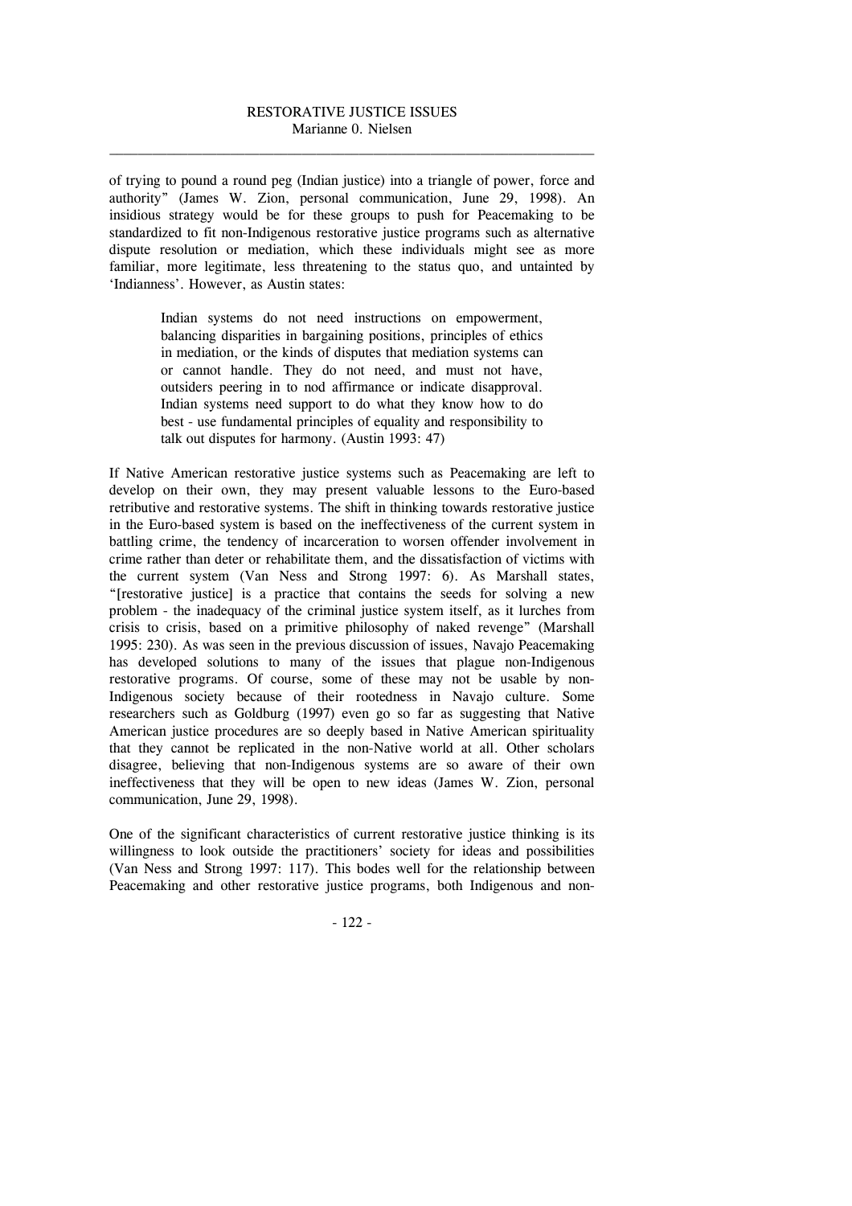of trying to pound a round peg (Indian justice) into a triangle of power, force and authority" (James W. Zion, personal communication, June 29, 1998). An insidious strategy would be for these groups to push for Peacemaking to be standardized to fit non-Indigenous restorative justice programs such as alternative dispute resolution or mediation, which these individuals might see as more familiar, more legitimate, less threatening to the status quo, and untainted by 'Indianness'. However, as Austin states:

> Indian systems do not need instructions on empowerment, balancing disparities in bargaining positions, principles of ethics in mediation, or the kinds of disputes that mediation systems can or cannot handle. They do not need, and must not have, outsiders peering in to nod affirmance or indicate disapproval. Indian systems need support to do what they know how to do best - use fundamental principles of equality and responsibility to talk out disputes for harmony. (Austin 1993: 47)

If Native American restorative justice systems such as Peacemaking are left to develop on their own, they may present valuable lessons to the Euro-based retributive and restorative systems. The shift in thinking towards restorative justice in the Euro-based system is based on the ineffectiveness of the current system in battling crime, the tendency of incarceration to worsen offender involvement in crime rather than deter or rehabilitate them, and the dissatisfaction of victims with the current system (Van Ness and Strong 1997: 6). As Marshall states, "[restorative justice] is a practice that contains the seeds for solving a new problem - the inadequacy of the criminal justice system itself, as it lurches from crisis to crisis, based on a primitive philosophy of naked revenge" (Marshall 1995: 230). As was seen in the previous discussion of issues, Navajo Peacemaking has developed solutions to many of the issues that plague non-Indigenous restorative programs. Of course, some of these may not be usable by non-Indigenous society because of their rootedness in Navajo culture. Some researchers such as Goldburg (1997) even go so far as suggesting that Native American justice procedures are so deeply based in Native American spirituality that they cannot be replicated in the non-Native world at all. Other scholars disagree, believing that non-Indigenous systems are so aware of their own ineffectiveness that they will be open to new ideas (James W. Zion, personal communication, June 29, 1998).

One of the significant characteristics of current restorative justice thinking is its willingness to look outside the practitioners' society for ideas and possibilities (Van Ness and Strong 1997: 117). This bodes well for the relationship between Peacemaking and other restorative justice programs, both Indigenous and non-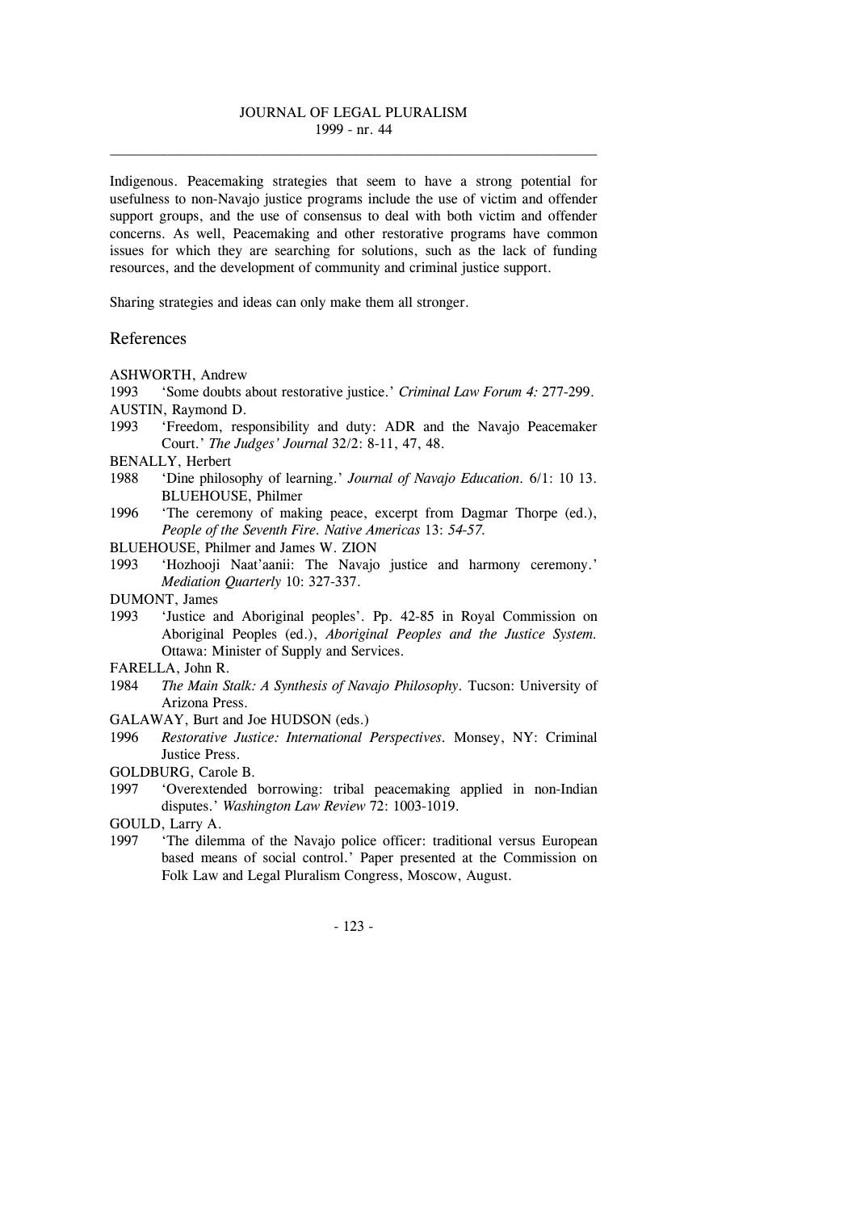Indigenous. Peacemaking strategies that seem to have a strong potential for usefulness to non-Navajo justice programs include the use of victim and offender support groups, and the use of consensus to deal with both victim and offender concerns. As well, Peacemaking and other restorative programs have common issues for which they are searching for solutions, such as the lack of funding resources, and the development of community and criminal justice support.

Sharing strategies and ideas can only make them all stronger.

## References

ASHWORTH, Andrew

1993 'Some doubts about restorative justice.' *Criminal Law Forum 4:* 277-299.

AUSTIN, Raymond D.

1993 'Freedom, responsibility and duty: ADR and the Navajo Peacemaker Court.' *The Judges' Journal* 32/2: 8-11, 47, 48.

BENALLY, Herbert

1988 'Dine philosophy of learning.' *Journal of Navajo Education*. 6/1: 10 13. BLUEHOUSE, Philmer

1996 'The ceremony of making peace, excerpt from Dagmar Thorpe (ed.), *People of the Seventh Fire. Native Americas* 13: *54-57.*

BLUEHOUSE, Philmer and James W. ZION

1993 'Hozhooji Naat'aanii: The Navajo justice and harmony ceremony.' *Mediation Quarterly* 10: 327-337.

DUMONT, James

1993 'Justice and Aboriginal peoples'. Pp. 42-85 in Royal Commission on Aboriginal Peoples (ed.), *Aboriginal Peoples and the Justice System.* Ottawa: Minister of Supply and Services.

FARELLA, John R.

1984 *The Main Stalk: A Synthesis of Navajo Philosophy*. Tucson: University of Arizona Press.

GALAWAY, Burt and Joe HUDSON (eds.)

1996 *Restorative Justice: International Perspectives*. Monsey, NY: Criminal Justice Press.

GOLDBURG, Carole B.

1997 'Overextended borrowing: tribal peacemaking applied in non-Indian disputes.' *Washington Law Review* 72: 1003-1019.

GOULD, Larry A.

1997 'The dilemma of the Navajo police officer: traditional versus European based means of social control.' Paper presented at the Commission on Folk Law and Legal Pluralism Congress, Moscow, August.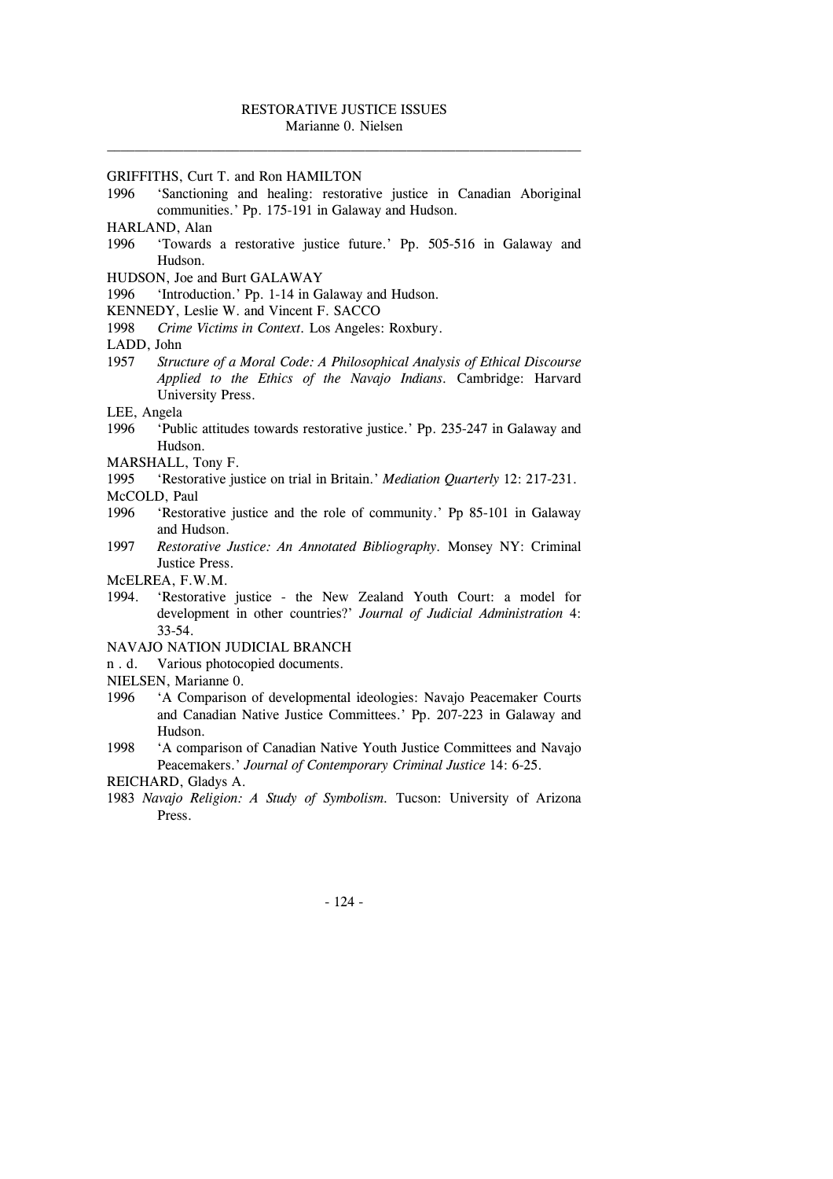GRIFFITHS, Curt T. and Ron HAMILTON

1996 'Sanctioning and healing: restorative justice in Canadian Aboriginal communities.' Pp. 175-191 in Galaway and Hudson.

HARLAND, Alan

1996 'Towards a restorative justice future.' Pp. 505-516 in Galaway and Hudson.

HUDSON, Joe and Burt GALAWAY

1996 'Introduction.' Pp. 1-14 in Galaway and Hudson.

KENNEDY, Leslie W. and Vincent F. SACCO

1998 *Crime Victims in Context*. Los Angeles: Roxbury.

LADD, John

1957 *Structure of a Moral Code: A Philosophical Analysis of Ethical Discourse Applied to the Ethics of the Navajo Indians*. Cambridge: Harvard University Press.

LEE, Angela

1996 'Public attitudes towards restorative justice.' Pp. 235-247 in Galaway and Hudson.

MARSHALL, Tony F.

1995 'Restorative justice on trial in Britain.' *Mediation Quarterly* 12: 217-231.

McCOLD, Paul

1996 'Restorative justice and the role of community.' Pp 85-101 in Galaway and Hudson.

1997 *Restorative Justice: An Annotated Bibliography*. Monsey NY: Criminal Justice Press.

McELREA, F.W.M.

1994. 'Restorative justice - the New Zealand Youth Court: a model for development in other countries?' *Journal of Judicial Administration* 4: 33-54.

NAVAJO NATION JUDICIAL BRANCH

n . d. Various photocopied documents.

NIELSEN, Marianne 0.

1996 'A Comparison of developmental ideologies: Navajo Peacemaker Courts and Canadian Native Justice Committees.' Pp. 207-223 in Galaway and Hudson.

1998 'A comparison of Canadian Native Youth Justice Committees and Navajo Peacemakers.' *Journal of Contemporary Criminal Justice* 14: 6-25.

REICHARD, Gladys A.

1983 *Navajo Religion: A Study of Symbolism*. Tucson: University of Arizona Press.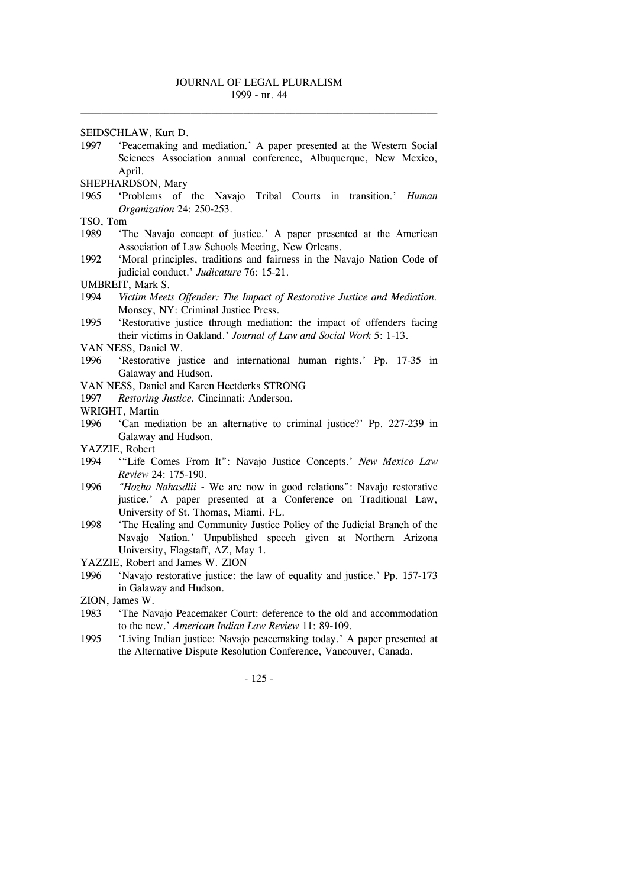SEIDSCHLAW, Kurt D.

1997 'Peacemaking and mediation.' A paper presented at the Western Social Sciences Association annual conference, Albuquerque, New Mexico, April.

SHEPHARDSON, Mary

1965 'Problems of the Navajo Tribal Courts in transition.' *Human Organization* 24: 250-253.

TSO, Tom

1989 'The Navajo concept of justice.' A paper presented at the American Association of Law Schools Meeting, New Orleans.

1992 'Moral principles, traditions and fairness in the Navajo Nation Code of judicial conduct.' *Judicature* 76: 15-21.

UMBREIT, Mark S.

1994 *Victim Meets Offender: The Impact of Restorative Justice and Mediation.* Monsey, NY: Criminal Justice Press.

1995 'Restorative justice through mediation: the impact of offenders facing their victims in Oakland.' *Journal of Law and Social Work* 5: 1-13.

VAN NESS, Daniel W.

1996 'Restorative justice and international human rights.' Pp. 17-35 in Galaway and Hudson.

VAN NESS, Daniel and Karen Heetderks STRONG

1997 *Restoring Justice.* Cincinnati: Anderson.

WRIGHT, Martin

1996 'Can mediation be an alternative to criminal justice?' Pp. 227-239 in Galaway and Hudson.

YAZZIE, Robert

1994 '"Life Comes From It": Navajo Justice Concepts.' *New Mexico Law Review* 24: 175-190.

1996 *"Hozho Nahasdlii* - We are now in good relations": Navajo restorative justice.' A paper presented at a Conference on Traditional Law, University of St. Thomas, Miami. FL.

1998 'The Healing and Community Justice Policy of the Judicial Branch of the Navajo Nation.' Unpublished speech given at Northern Arizona University, Flagstaff, AZ, May 1.

YAZZIE, Robert and James W. ZION

1996 'Navajo restorative justice: the law of equality and justice.' Pp. 157-173 in Galaway and Hudson.

ZION, James W.

1983 'The Navajo Peacemaker Court: deference to the old and accommodation to the new.' *American Indian Law Review* 11: 89-109.

1995 'Living Indian justice: Navajo peacemaking today.' A paper presented at the Alternative Dispute Resolution Conference, Vancouver, Canada.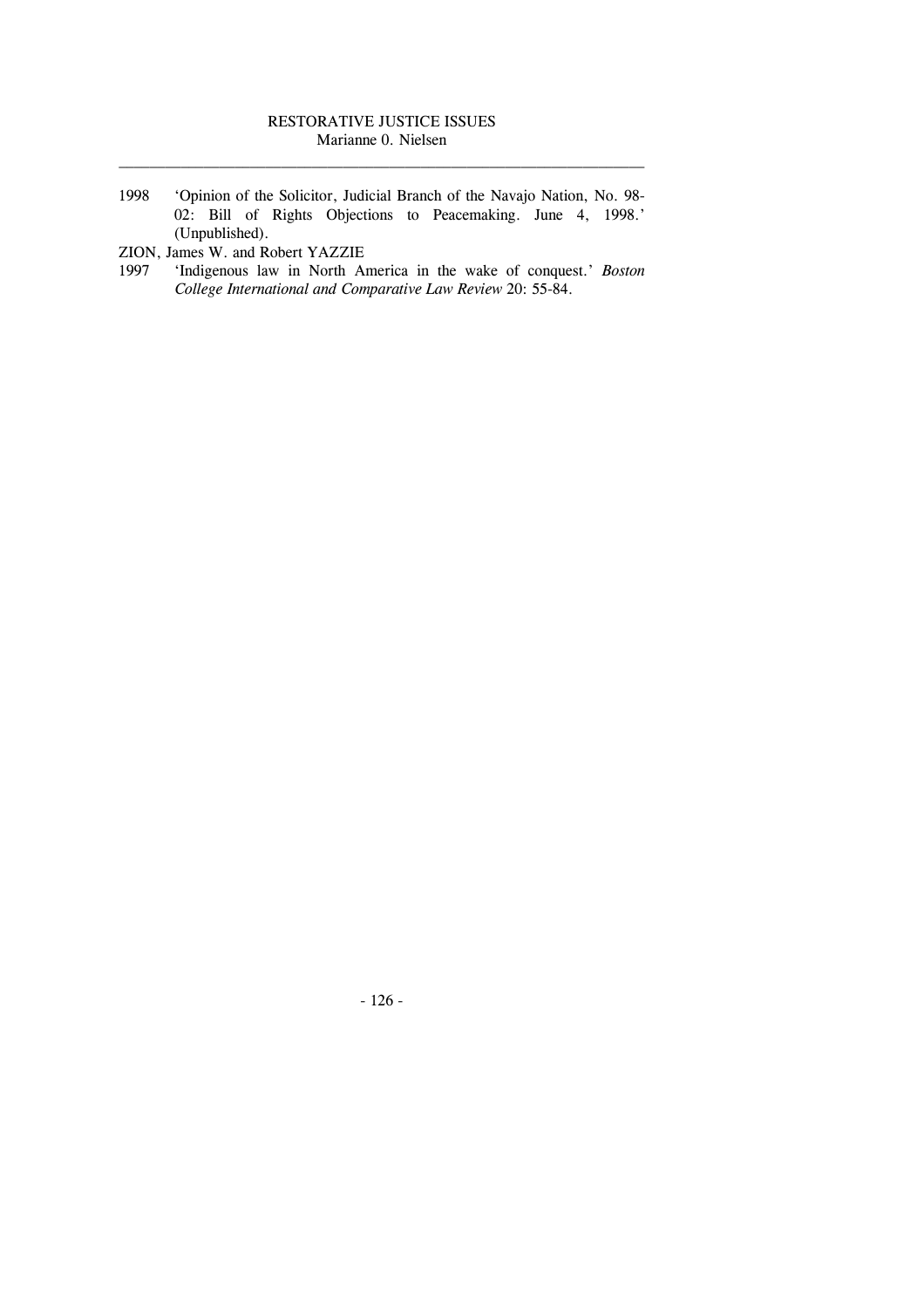1998 'Opinion of the Solicitor, Judicial Branch of the Navajo Nation, No. 98-02: Bill of Rights Objections to Peacemaking. June 4, 1998.' (Unpublished).

ZION, James W. and Robert YAZZIE

1997 'Indigenous law in North America in the wake of conquest.' *Boston College International and Comparative Law Review* 20: 55-84.